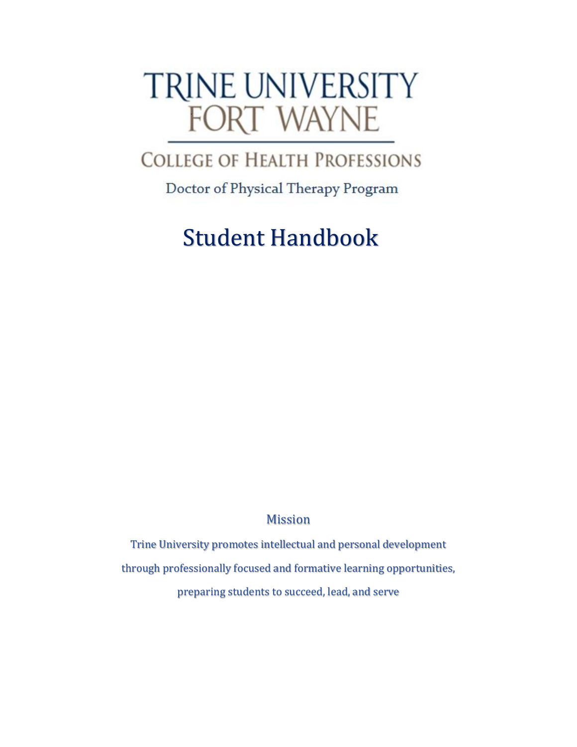# TRINE UNIVERSITY FORT WAYNE

## COLLEGE OF HEALTH PROFESSIONS

Doctor of Physical Therapy Program

# Student Handbook

## Mission

Trine University promotes intellectual and personal development through professionally focused and formative learning opportunities, preparing students to succeed, lead, and serve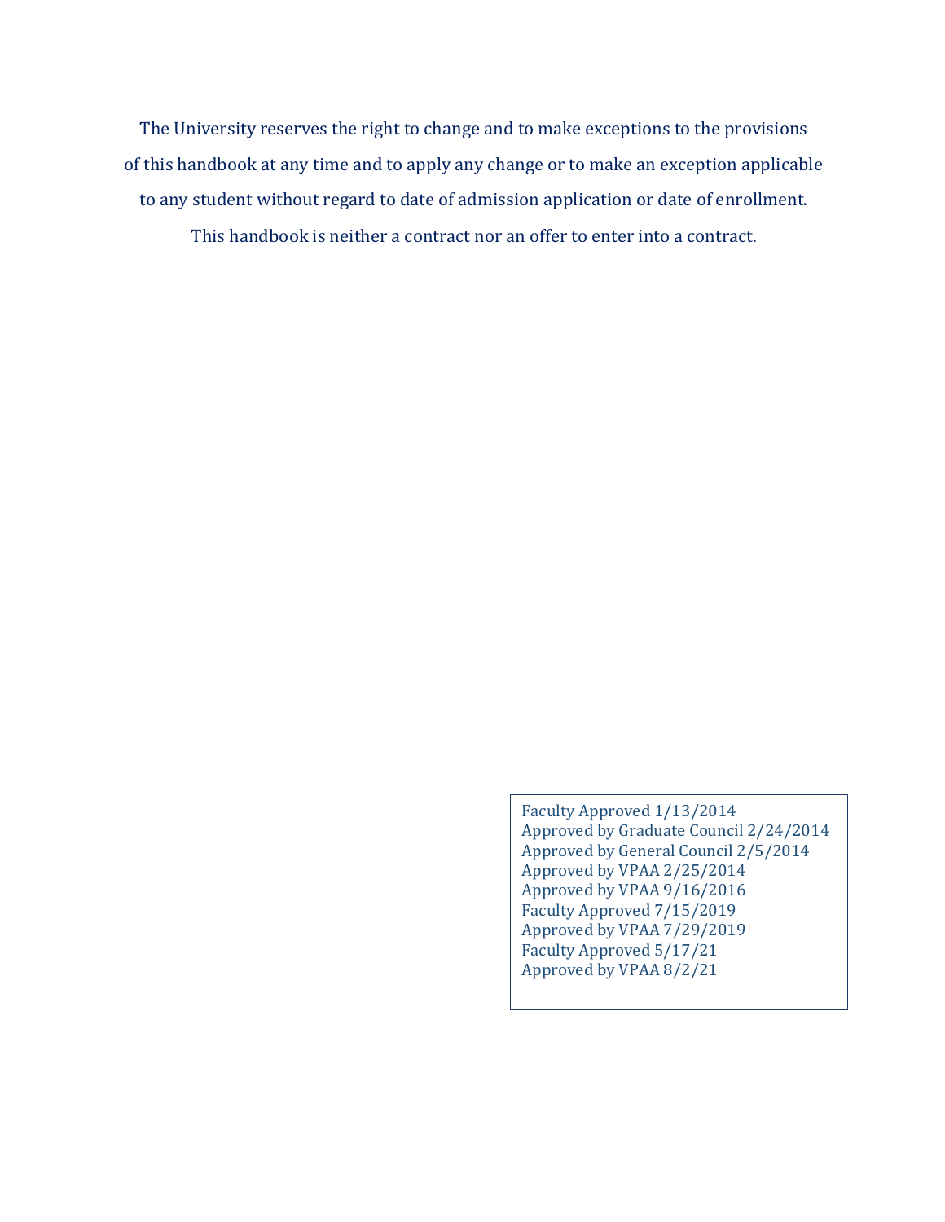The University reserves the right to change and to make exceptions to the provisions of this handbook at any time and to apply any change or to make an exception applicable to any student without regard to date of admission application or date of enrollment. This handbook is neither a contract nor an offer to enter into a contract.

Faculty Approved 1/13/2014
Approved by Graduate Council 2/24/2014
Approved by General Council 2/5/2014
Approved by VPAA 2/25/2014
Approved by VPAA 9/16/2016
Faculty Approved 7/15/2019
Approved by VPAA 7/29/2019
Faculty Approved 5/17/21
Approved by VPAA 8/2/21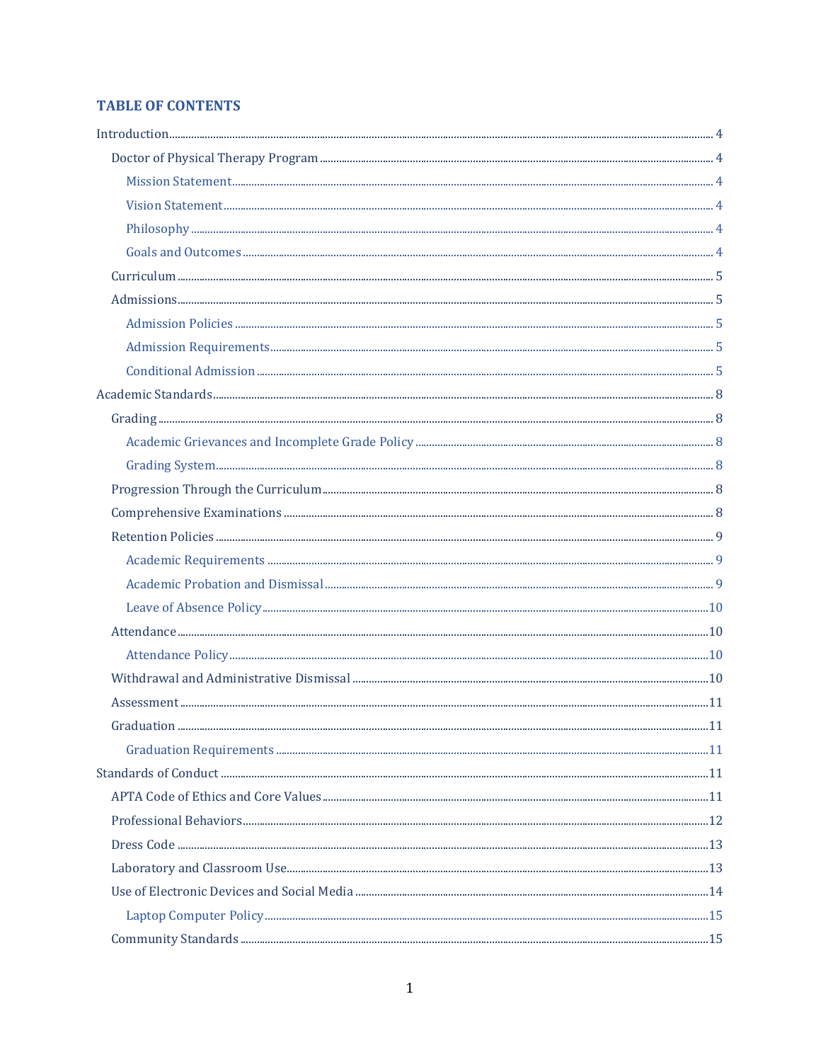## TABLE OF CONTENTS

- Introduction ..... 4
  - Doctor of Physical Therapy Program ..... 4
    - Mission Statement ..... 4
    - Vision Statement ..... 4
    - Philosophy ..... 4
    - Goals and Outcomes ..... 4
  - Curriculum ..... 5
  - Admissions ..... 5
    - Admission Policies ..... 5
    - Admission Requirements ..... 5
    - Conditional Admission ..... 5
- Academic Standards ..... 8
  - Grading ..... 8
    - Academic Grievances and Incomplete Grade Policy ..... 8
    - Grading System ..... 8
  - Progression Through the Curriculum ..... 8
  - Comprehensive Examinations ..... 8
  - Retention Policies ..... 9
    - Academic Requirements ..... 9
    - Academic Probation and Dismissal ..... 9
    - Leave of Absence Policy ..... 10
  - Attendance ..... 10
    - Attendance Policy ..... 10
  - Withdrawal and Administrative Dismissal ..... 10
  - Assessment ..... 11
  - Graduation ..... 11
    - Graduation Requirements ..... 11
- Standards of Conduct ..... 11
  - APTA Code of Ethics and Core Values ..... 11
  - Professional Behaviors ..... 12
  - Dress Code ..... 13
  - Laboratory and Classroom Use ..... 13
  - Use of Electronic Devices and Social Media ..... 14
    - Laptop Computer Policy ..... 15
  - Community Standards ..... 15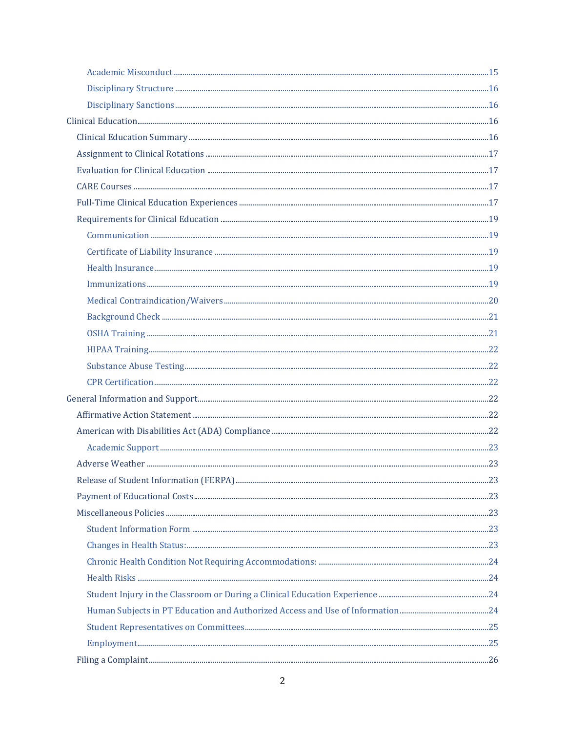- Academic Misconduct ............ 15
- Disciplinary Structure ............ 16
- Disciplinary Sanctions ............ 16

Clinical Education ............ 16

- Clinical Education Summary ............ 16
- Assignment to Clinical Rotations ............ 17
- Evaluation for Clinical Education ............ 17
- CARE Courses ............ 17
- Full-Time Clinical Education Experiences ............ 17
- Requirements for Clinical Education ............ 19
  - Communication ............ 19
  - Certificate of Liability Insurance ............ 19
  - Health Insurance ............ 19
  - Immunizations ............ 19
  - Medical Contraindication/Waivers ............ 20
  - Background Check ............ 21
  - OSHA Training ............ 21
  - HIPAA Training ............ 22
  - Substance Abuse Testing ............ 22
  - CPR Certification ............ 22

General Information and Support ............ 22

- Affirmative Action Statement ............ 22
- American with Disabilities Act (ADA) Compliance ............ 22
  - Academic Support ............ 23
- Adverse Weather ............ 23
- Release of Student Information (FERPA) ............ 23
- Payment of Educational Costs ............ 23
- Miscellaneous Policies ............ 23
  - Student Information Form ............ 23
  - Changes in Health Status: ............ 23
  - Chronic Health Condition Not Requiring Accommodations: ............ 24
  - Health Risks ............ 24
  - Student Injury in the Classroom or During a Clinical Education Experience ............ 24
  - Human Subjects in PT Education and Authorized Access and Use of Information ............ 24
  - Student Representatives on Committees ............ 25
  - Employment ............ 25
- Filing a Complaint ............ 26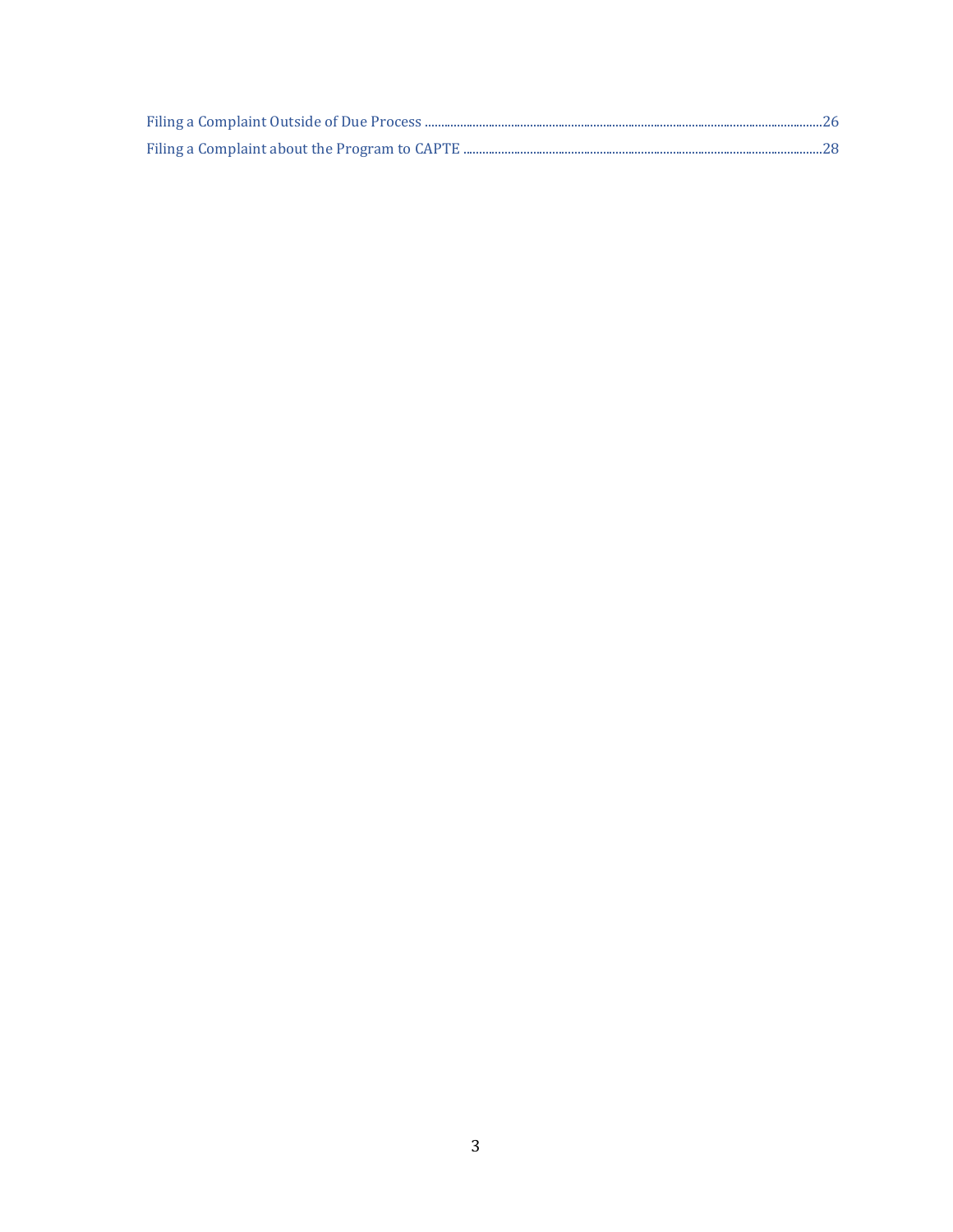Filing a Complaint Outside of Due Process ..........................................................................................................................26

Filing a Complaint about the Program to CAPTE ................................................................................................................28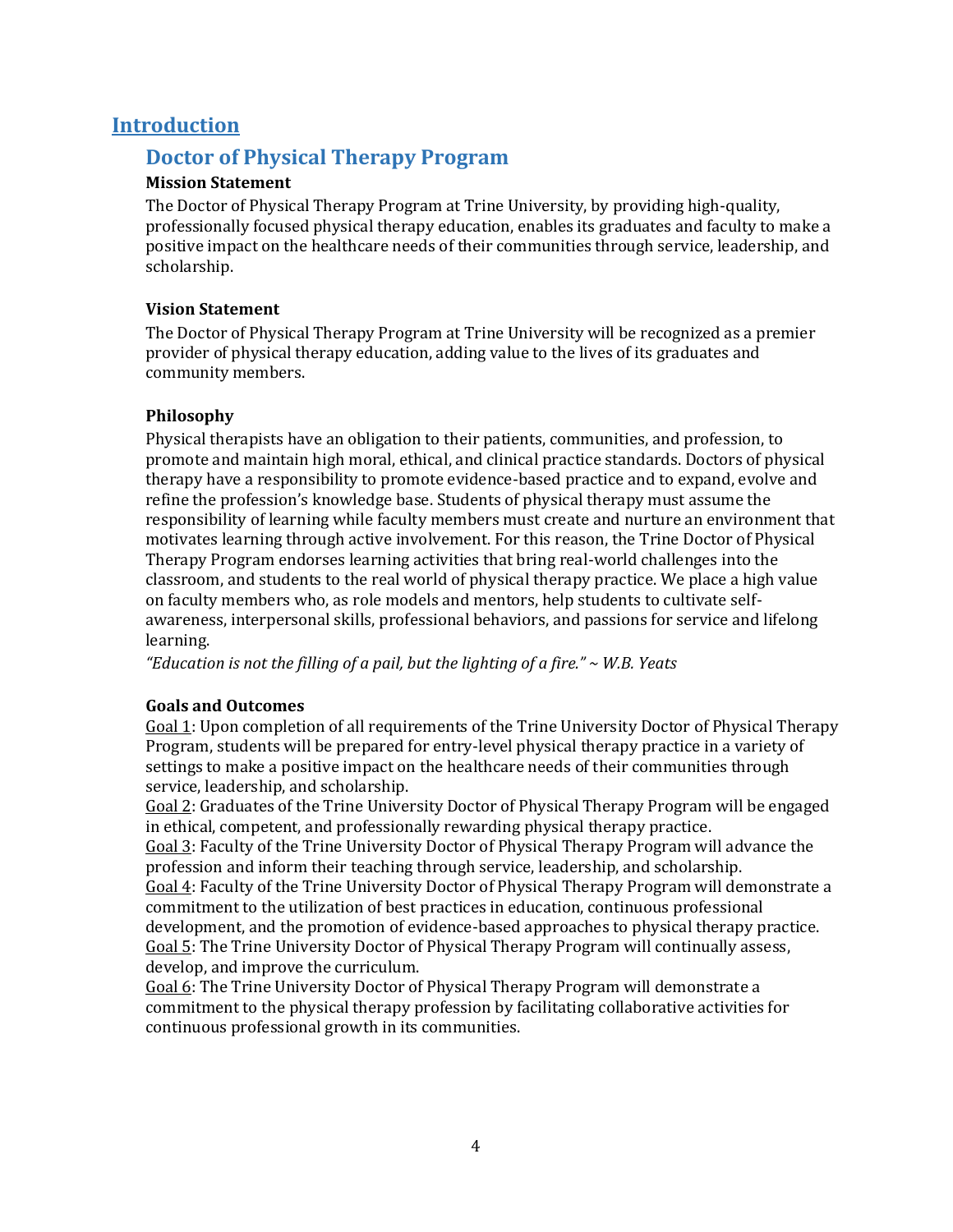# Introduction

## Doctor of Physical Therapy Program

### Mission Statement

The Doctor of Physical Therapy Program at Trine University, by providing high-quality, professionally focused physical therapy education, enables its graduates and faculty to make a positive impact on the healthcare needs of their communities through service, leadership, and scholarship.

### Vision Statement

The Doctor of Physical Therapy Program at Trine University will be recognized as a premier provider of physical therapy education, adding value to the lives of its graduates and community members.

### Philosophy

Physical therapists have an obligation to their patients, communities, and profession, to promote and maintain high moral, ethical, and clinical practice standards. Doctors of physical therapy have a responsibility to promote evidence-based practice and to expand, evolve and refine the profession's knowledge base. Students of physical therapy must assume the responsibility of learning while faculty members must create and nurture an environment that motivates learning through active involvement. For this reason, the Trine Doctor of Physical Therapy Program endorses learning activities that bring real-world challenges into the classroom, and students to the real world of physical therapy practice. We place a high value on faculty members who, as role models and mentors, help students to cultivate self-awareness, interpersonal skills, professional behaviors, and passions for service and lifelong learning.

*"Education is not the filling of a pail, but the lighting of a fire." ~ W.B. Yeats*

### Goals and Outcomes

<u>Goal 1</u>: Upon completion of all requirements of the Trine University Doctor of Physical Therapy Program, students will be prepared for entry-level physical therapy practice in a variety of settings to make a positive impact on the healthcare needs of their communities through service, leadership, and scholarship.

<u>Goal 2</u>: Graduates of the Trine University Doctor of Physical Therapy Program will be engaged in ethical, competent, and professionally rewarding physical therapy practice.

<u>Goal 3</u>: Faculty of the Trine University Doctor of Physical Therapy Program will advance the profession and inform their teaching through service, leadership, and scholarship.

<u>Goal 4</u>: Faculty of the Trine University Doctor of Physical Therapy Program will demonstrate a commitment to the utilization of best practices in education, continuous professional development, and the promotion of evidence-based approaches to physical therapy practice.

<u>Goal 5</u>: The Trine University Doctor of Physical Therapy Program will continually assess, develop, and improve the curriculum.

<u>Goal 6</u>: The Trine University Doctor of Physical Therapy Program will demonstrate a commitment to the physical therapy profession by facilitating collaborative activities for continuous professional growth in its communities.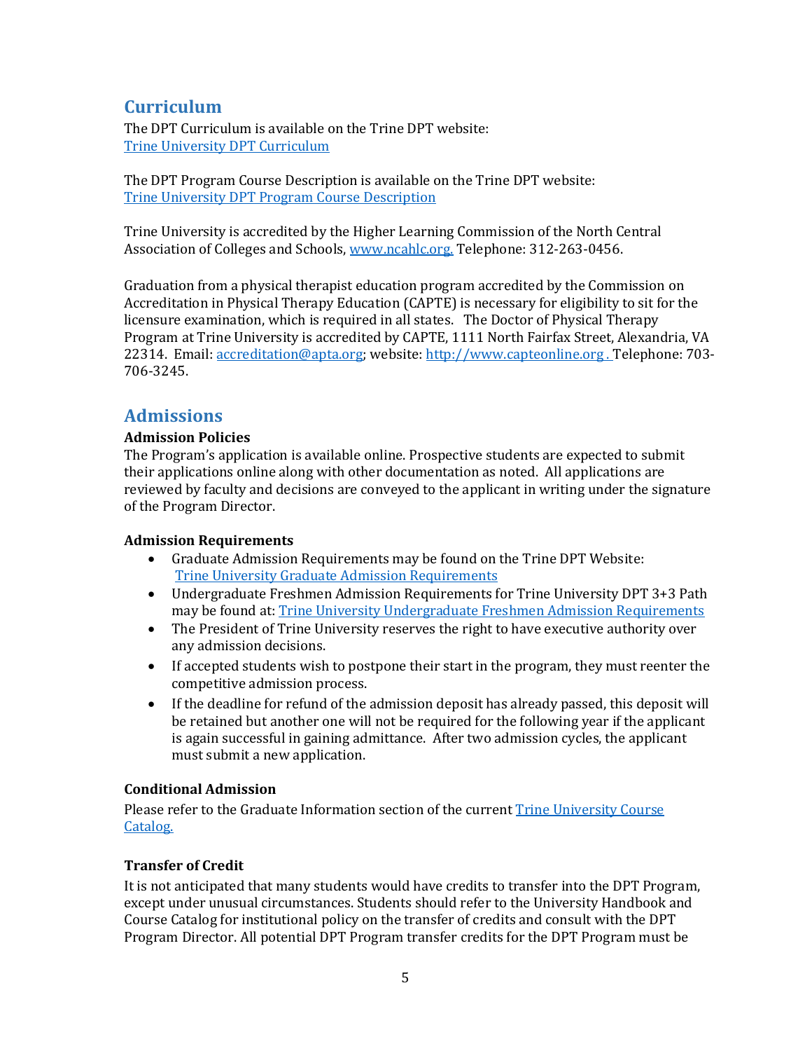## Curriculum

The DPT Curriculum is available on the Trine DPT website:
[Trine University DPT Curriculum]()

The DPT Program Course Description is available on the Trine DPT website:
[Trine University DPT Program Course Description]()

Trine University is accredited by the Higher Learning Commission of the North Central Association of Colleges and Schools, [www.ncahlc.org.]() Telephone: 312-263-0456.

Graduation from a physical therapist education program accredited by the Commission on Accreditation in Physical Therapy Education (CAPTE) is necessary for eligibility to sit for the licensure examination, which is required in all states. The Doctor of Physical Therapy Program at Trine University is accredited by CAPTE, 1111 North Fairfax Street, Alexandria, VA 22314. Email: accreditation@apta.org; website: http://www.capteonline.org . Telephone: 703-706-3245.

## Admissions

### Admission Policies

The Program's application is available online. Prospective students are expected to submit their applications online along with other documentation as noted. All applications are reviewed by faculty and decisions are conveyed to the applicant in writing under the signature of the Program Director.

### Admission Requirements

- Graduate Admission Requirements may be found on the Trine DPT Website: [Trine University Graduate Admission Requirements]()
- Undergraduate Freshmen Admission Requirements for Trine University DPT 3+3 Path may be found at: [Trine University Undergraduate Freshmen Admission Requirements]()
- The President of Trine University reserves the right to have executive authority over any admission decisions.
- If accepted students wish to postpone their start in the program, they must reenter the competitive admission process.
- If the deadline for refund of the admission deposit has already passed, this deposit will be retained but another one will not be required for the following year if the applicant is again successful in gaining admittance. After two admission cycles, the applicant must submit a new application.

### Conditional Admission

Please refer to the Graduate Information section of the current [Trine University Course Catalog.]()

### Transfer of Credit

It is not anticipated that many students would have credits to transfer into the DPT Program, except under unusual circumstances. Students should refer to the University Handbook and Course Catalog for institutional policy on the transfer of credits and consult with the DPT Program Director. All potential DPT Program transfer credits for the DPT Program must be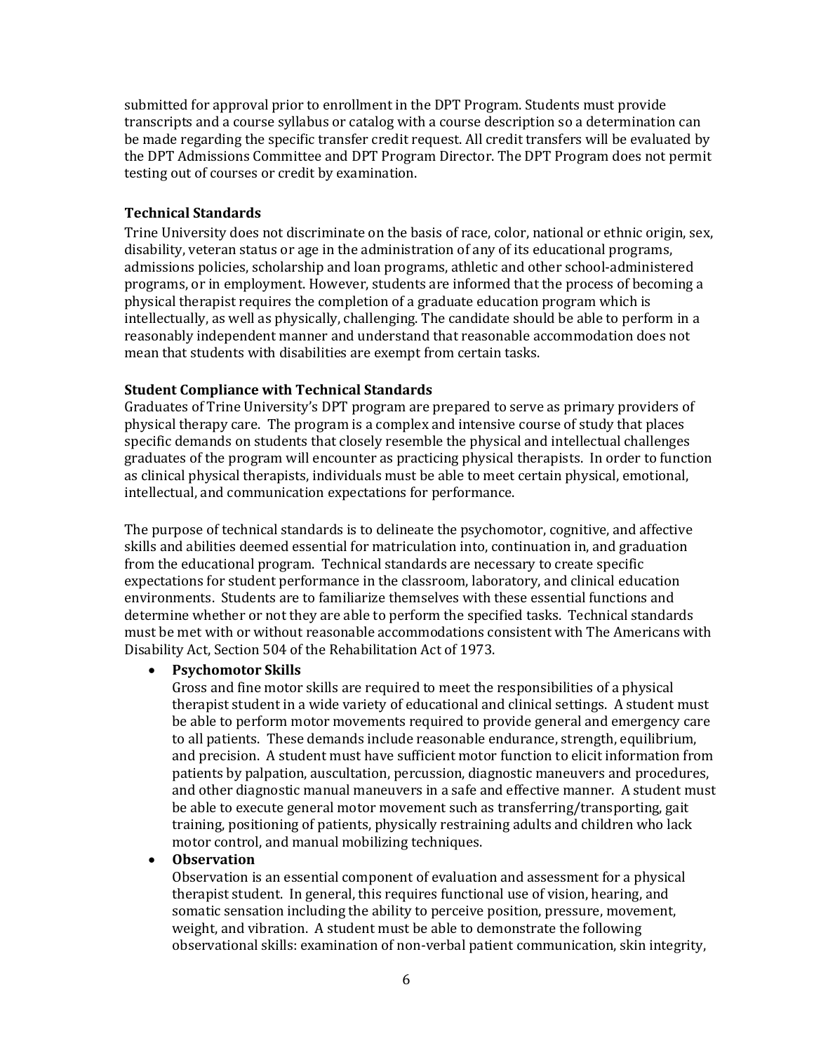submitted for approval prior to enrollment in the DPT Program. Students must provide transcripts and a course syllabus or catalog with a course description so a determination can be made regarding the specific transfer credit request. All credit transfers will be evaluated by the DPT Admissions Committee and DPT Program Director. The DPT Program does not permit testing out of courses or credit by examination.

### Technical Standards

Trine University does not discriminate on the basis of race, color, national or ethnic origin, sex, disability, veteran status or age in the administration of any of its educational programs, admissions policies, scholarship and loan programs, athletic and other school-administered programs, or in employment. However, students are informed that the process of becoming a physical therapist requires the completion of a graduate education program which is intellectually, as well as physically, challenging. The candidate should be able to perform in a reasonably independent manner and understand that reasonable accommodation does not mean that students with disabilities are exempt from certain tasks.

### Student Compliance with Technical Standards

Graduates of Trine University's DPT program are prepared to serve as primary providers of physical therapy care. The program is a complex and intensive course of study that places specific demands on students that closely resemble the physical and intellectual challenges graduates of the program will encounter as practicing physical therapists. In order to function as clinical physical therapists, individuals must be able to meet certain physical, emotional, intellectual, and communication expectations for performance.

The purpose of technical standards is to delineate the psychomotor, cognitive, and affective skills and abilities deemed essential for matriculation into, continuation in, and graduation from the educational program. Technical standards are necessary to create specific expectations for student performance in the classroom, laboratory, and clinical education environments. Students are to familiarize themselves with these essential functions and determine whether or not they are able to perform the specified tasks. Technical standards must be met with or without reasonable accommodations consistent with The Americans with Disability Act, Section 504 of the Rehabilitation Act of 1973.

- **Psychomotor Skills**
  Gross and fine motor skills are required to meet the responsibilities of a physical therapist student in a wide variety of educational and clinical settings. A student must be able to perform motor movements required to provide general and emergency care to all patients. These demands include reasonable endurance, strength, equilibrium, and precision. A student must have sufficient motor function to elicit information from patients by palpation, auscultation, percussion, diagnostic maneuvers and procedures, and other diagnostic manual maneuvers in a safe and effective manner. A student must be able to execute general motor movement such as transferring/transporting, gait training, positioning of patients, physically restraining adults and children who lack motor control, and manual mobilizing techniques.
- **Observation**
  Observation is an essential component of evaluation and assessment for a physical therapist student. In general, this requires functional use of vision, hearing, and somatic sensation including the ability to perceive position, pressure, movement, weight, and vibration. A student must be able to demonstrate the following observational skills: examination of non-verbal patient communication, skin integrity,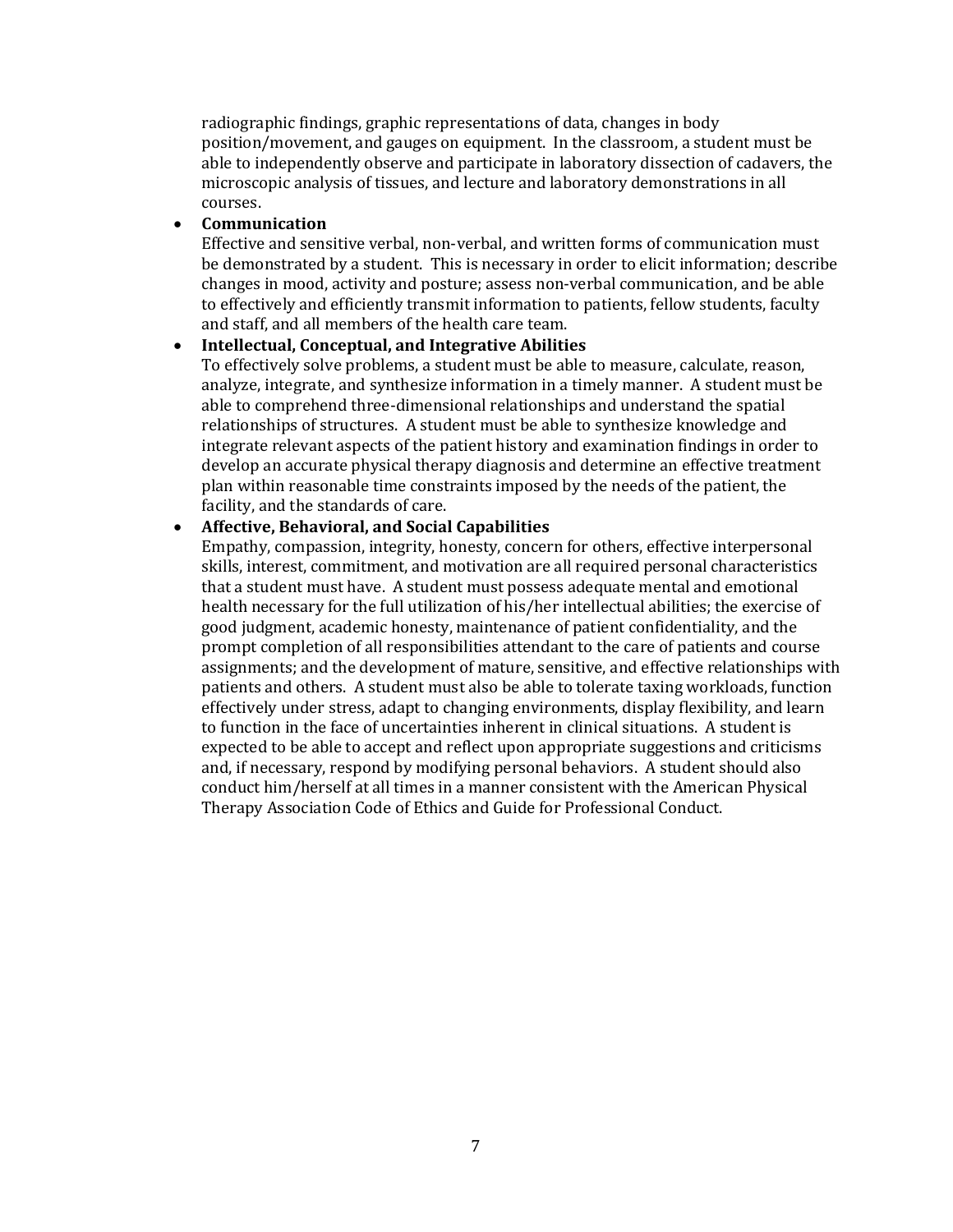radiographic findings, graphic representations of data, changes in body position/movement, and gauges on equipment. In the classroom, a student must be able to independently observe and participate in laboratory dissection of cadavers, the microscopic analysis of tissues, and lecture and laboratory demonstrations in all courses.

- **Communication**
  Effective and sensitive verbal, non-verbal, and written forms of communication must be demonstrated by a student. This is necessary in order to elicit information; describe changes in mood, activity and posture; assess non-verbal communication, and be able to effectively and efficiently transmit information to patients, fellow students, faculty and staff, and all members of the health care team.
- **Intellectual, Conceptual, and Integrative Abilities**
  To effectively solve problems, a student must be able to measure, calculate, reason, analyze, integrate, and synthesize information in a timely manner. A student must be able to comprehend three-dimensional relationships and understand the spatial relationships of structures. A student must be able to synthesize knowledge and integrate relevant aspects of the patient history and examination findings in order to develop an accurate physical therapy diagnosis and determine an effective treatment plan within reasonable time constraints imposed by the needs of the patient, the facility, and the standards of care.
- **Affective, Behavioral, and Social Capabilities**
  Empathy, compassion, integrity, honesty, concern for others, effective interpersonal skills, interest, commitment, and motivation are all required personal characteristics that a student must have. A student must possess adequate mental and emotional health necessary for the full utilization of his/her intellectual abilities; the exercise of good judgment, academic honesty, maintenance of patient confidentiality, and the prompt completion of all responsibilities attendant to the care of patients and course assignments; and the development of mature, sensitive, and effective relationships with patients and others. A student must also be able to tolerate taxing workloads, function effectively under stress, adapt to changing environments, display flexibility, and learn to function in the face of uncertainties inherent in clinical situations. A student is expected to be able to accept and reflect upon appropriate suggestions and criticisms and, if necessary, respond by modifying personal behaviors. A student should also conduct him/herself at all times in a manner consistent with the American Physical Therapy Association Code of Ethics and Guide for Professional Conduct.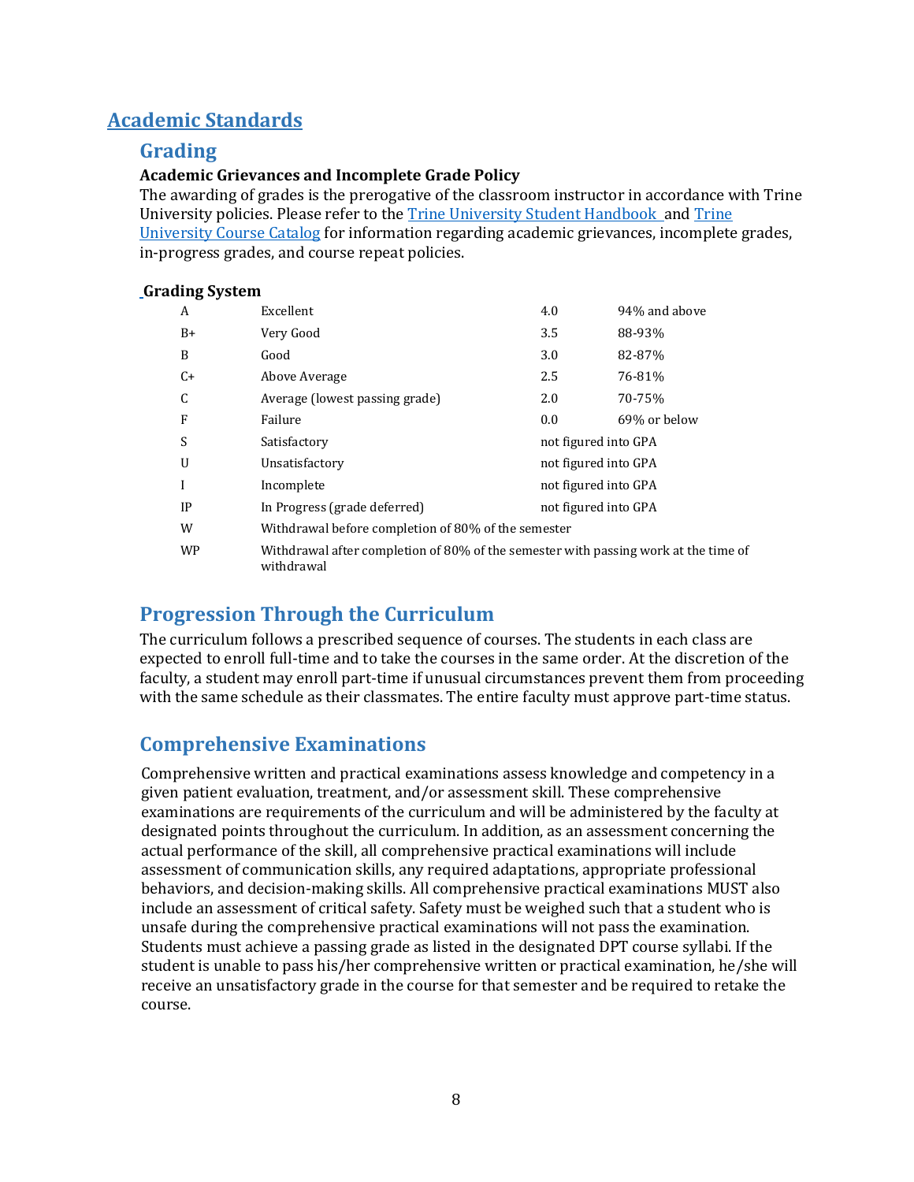# Academic Standards

## Grading

### Academic Grievances and Incomplete Grade Policy

The awarding of grades is the prerogative of the classroom instructor in accordance with Trine University policies. Please refer to the Trine University Student Handbook and Trine University Course Catalog for information regarding academic grievances, incomplete grades, in-progress grades, and course repeat policies.

### Grading System

| Grade | Description | Points | Percentage |
|---|---|---|---|
| A | Excellent | 4.0 | 94% and above |
| B+ | Very Good | 3.5 | 88-93% |
| B | Good | 3.0 | 82-87% |
| C+ | Above Average | 2.5 | 76-81% |
| C | Average (lowest passing grade) | 2.0 | 70-75% |
| F | Failure | 0.0 | 69% or below |
| S | Satisfactory | not figured into GPA | |
| U | Unsatisfactory | not figured into GPA | |
| I | Incomplete | not figured into GPA | |
| IP | In Progress (grade deferred) | not figured into GPA | |
| W | Withdrawal before completion of 80% of the semester | | |
| WP | Withdrawal after completion of 80% of the semester with passing work at the time of withdrawal | | |

## Progression Through the Curriculum

The curriculum follows a prescribed sequence of courses. The students in each class are expected to enroll full-time and to take the courses in the same order. At the discretion of the faculty, a student may enroll part-time if unusual circumstances prevent them from proceeding with the same schedule as their classmates. The entire faculty must approve part-time status.

## Comprehensive Examinations

Comprehensive written and practical examinations assess knowledge and competency in a given patient evaluation, treatment, and/or assessment skill. These comprehensive examinations are requirements of the curriculum and will be administered by the faculty at designated points throughout the curriculum. In addition, as an assessment concerning the actual performance of the skill, all comprehensive practical examinations will include assessment of communication skills, any required adaptations, appropriate professional behaviors, and decision-making skills. All comprehensive practical examinations MUST also include an assessment of critical safety. Safety must be weighed such that a student who is unsafe during the comprehensive practical examinations will not pass the examination. Students must achieve a passing grade as listed in the designated DPT course syllabi. If the student is unable to pass his/her comprehensive written or practical examination, he/she will receive an unsatisfactory grade in the course for that semester and be required to retake the course.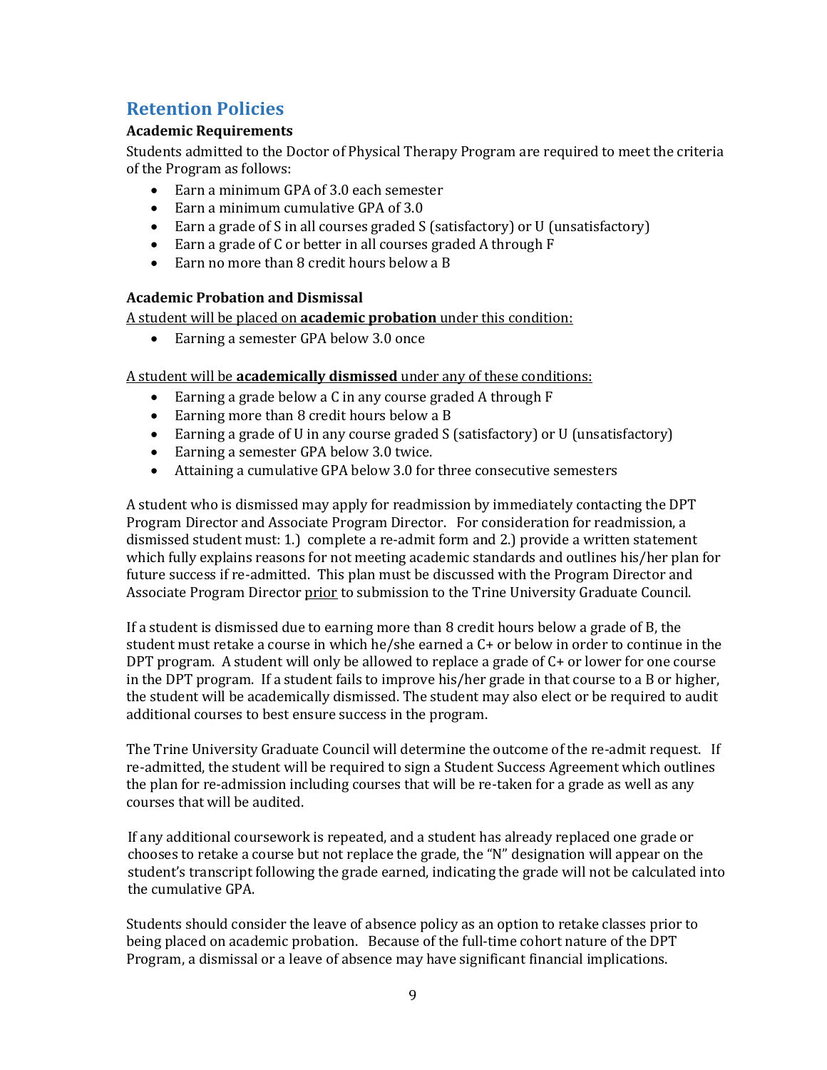## Retention Policies

### Academic Requirements

Students admitted to the Doctor of Physical Therapy Program are required to meet the criteria of the Program as follows:

- Earn a minimum GPA of 3.0 each semester
- Earn a minimum cumulative GPA of 3.0
- Earn a grade of S in all courses graded S (satisfactory) or U (unsatisfactory)
- Earn a grade of C or better in all courses graded A through F
- Earn no more than 8 credit hours below a B

### Academic Probation and Dismissal

<u>A student will be placed on **academic probation** under this condition:</u>

- Earning a semester GPA below 3.0 once

<u>A student will be **academically dismissed** under any of these conditions:</u>

- Earning a grade below a C in any course graded A through F
- Earning more than 8 credit hours below a B
- Earning a grade of U in any course graded S (satisfactory) or U (unsatisfactory)
- Earning a semester GPA below 3.0 twice.
- Attaining a cumulative GPA below 3.0 for three consecutive semesters

A student who is dismissed may apply for readmission by immediately contacting the DPT Program Director and Associate Program Director. For consideration for readmission, a dismissed student must: 1.) complete a re-admit form and 2.) provide a written statement which fully explains reasons for not meeting academic standards and outlines his/her plan for future success if re-admitted. This plan must be discussed with the Program Director and Associate Program Director <u>prior</u> to submission to the Trine University Graduate Council.

If a student is dismissed due to earning more than 8 credit hours below a grade of B, the student must retake a course in which he/she earned a C+ or below in order to continue in the DPT program. A student will only be allowed to replace a grade of C+ or lower for one course in the DPT program. If a student fails to improve his/her grade in that course to a B or higher, the student will be academically dismissed. The student may also elect or be required to audit additional courses to best ensure success in the program.

The Trine University Graduate Council will determine the outcome of the re-admit request. If re-admitted, the student will be required to sign a Student Success Agreement which outlines the plan for re-admission including courses that will be re-taken for a grade as well as any courses that will be audited.

If any additional coursework is repeated, and a student has already replaced one grade or chooses to retake a course but not replace the grade, the "N" designation will appear on the student's transcript following the grade earned, indicating the grade will not be calculated into the cumulative GPA.

Students should consider the leave of absence policy as an option to retake classes prior to being placed on academic probation. Because of the full-time cohort nature of the DPT Program, a dismissal or a leave of absence may have significant financial implications.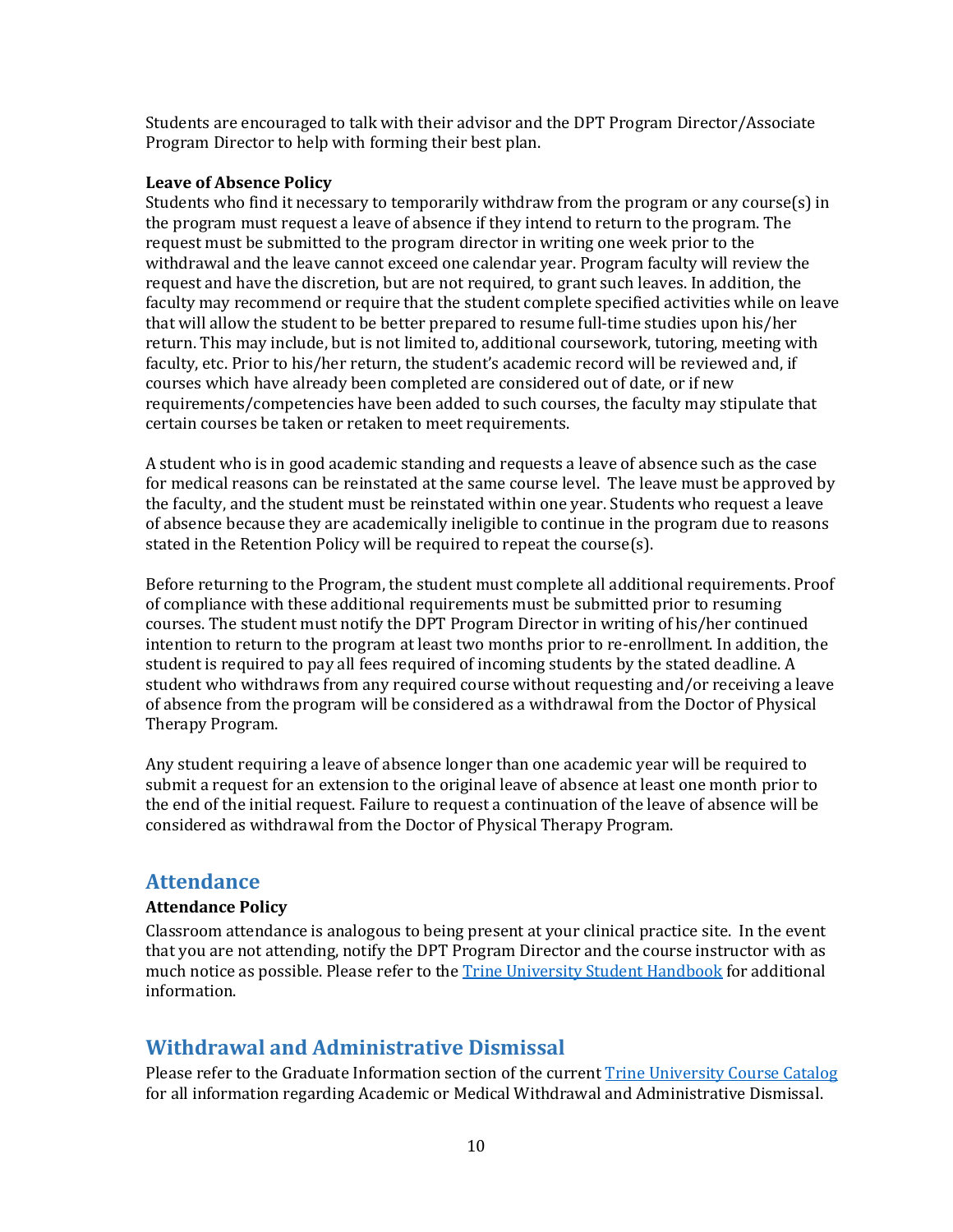Students are encouraged to talk with their advisor and the DPT Program Director/Associate Program Director to help with forming their best plan.

**Leave of Absence Policy**

Students who find it necessary to temporarily withdraw from the program or any course(s) in the program must request a leave of absence if they intend to return to the program. The request must be submitted to the program director in writing one week prior to the withdrawal and the leave cannot exceed one calendar year. Program faculty will review the request and have the discretion, but are not required, to grant such leaves. In addition, the faculty may recommend or require that the student complete specified activities while on leave that will allow the student to be better prepared to resume full-time studies upon his/her return. This may include, but is not limited to, additional coursework, tutoring, meeting with faculty, etc. Prior to his/her return, the student's academic record will be reviewed and, if courses which have already been completed are considered out of date, or if new requirements/competencies have been added to such courses, the faculty may stipulate that certain courses be taken or retaken to meet requirements.

A student who is in good academic standing and requests a leave of absence such as the case for medical reasons can be reinstated at the same course level. The leave must be approved by the faculty, and the student must be reinstated within one year. Students who request a leave of absence because they are academically ineligible to continue in the program due to reasons stated in the Retention Policy will be required to repeat the course(s).

Before returning to the Program, the student must complete all additional requirements. Proof of compliance with these additional requirements must be submitted prior to resuming courses. The student must notify the DPT Program Director in writing of his/her continued intention to return to the program at least two months prior to re-enrollment. In addition, the student is required to pay all fees required of incoming students by the stated deadline. A student who withdraws from any required course without requesting and/or receiving a leave of absence from the program will be considered as a withdrawal from the Doctor of Physical Therapy Program.

Any student requiring a leave of absence longer than one academic year will be required to submit a request for an extension to the original leave of absence at least one month prior to the end of the initial request. Failure to request a continuation of the leave of absence will be considered as withdrawal from the Doctor of Physical Therapy Program.

## Attendance

**Attendance Policy**

Classroom attendance is analogous to being present at your clinical practice site. In the event that you are not attending, notify the DPT Program Director and the course instructor with as much notice as possible. Please refer to the Trine University Student Handbook for additional information.

## Withdrawal and Administrative Dismissal

Please refer to the Graduate Information section of the current Trine University Course Catalog for all information regarding Academic or Medical Withdrawal and Administrative Dismissal.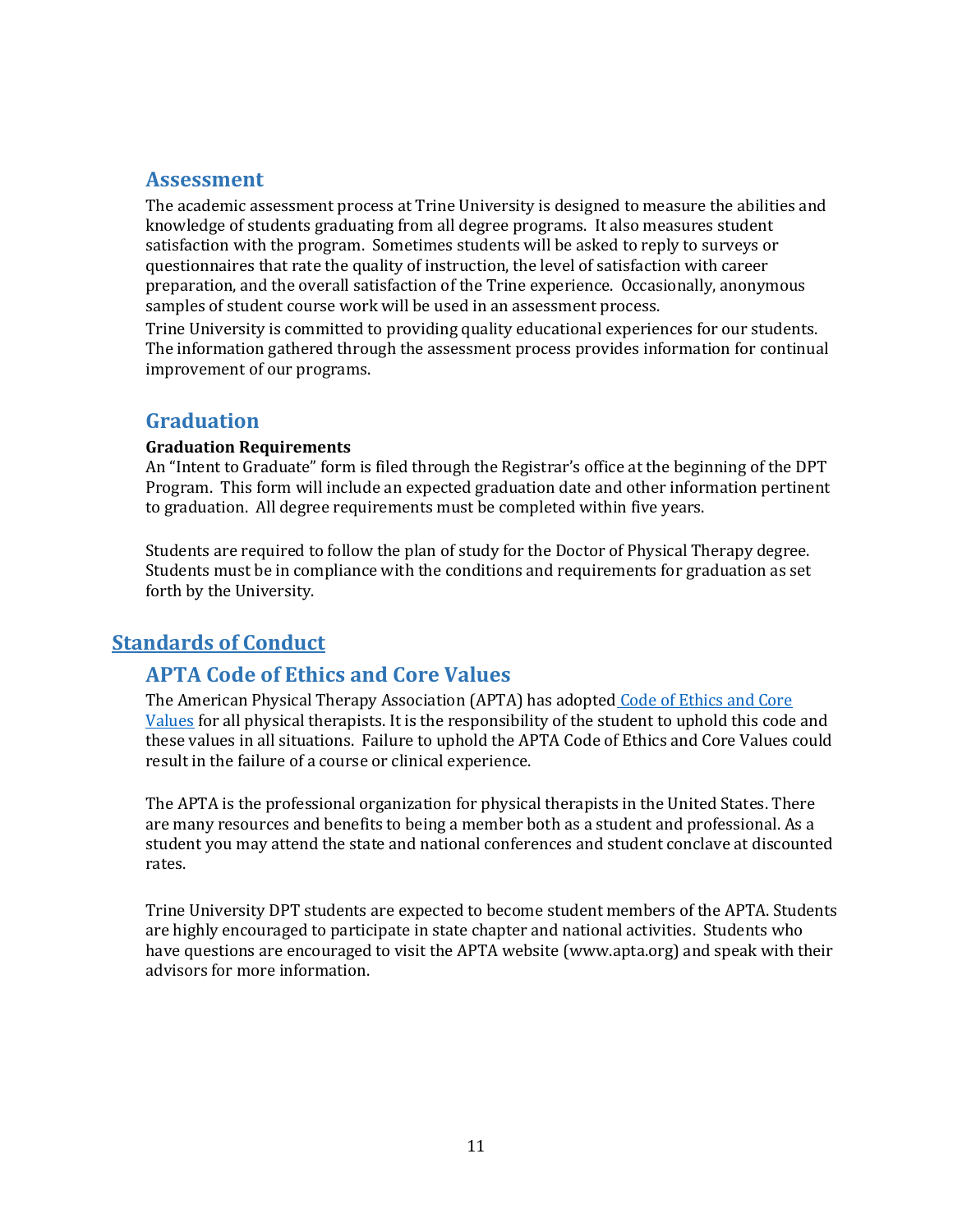## Assessment

The academic assessment process at Trine University is designed to measure the abilities and knowledge of students graduating from all degree programs. It also measures student satisfaction with the program. Sometimes students will be asked to reply to surveys or questionnaires that rate the quality of instruction, the level of satisfaction with career preparation, and the overall satisfaction of the Trine experience. Occasionally, anonymous samples of student course work will be used in an assessment process.

Trine University is committed to providing quality educational experiences for our students. The information gathered through the assessment process provides information for continual improvement of our programs.

## Graduation

**Graduation Requirements**

An "Intent to Graduate" form is filed through the Registrar's office at the beginning of the DPT Program. This form will include an expected graduation date and other information pertinent to graduation. All degree requirements must be completed within five years.

Students are required to follow the plan of study for the Doctor of Physical Therapy degree. Students must be in compliance with the conditions and requirements for graduation as set forth by the University.

# Standards of Conduct

## APTA Code of Ethics and Core Values

The American Physical Therapy Association (APTA) has adopted Code of Ethics and Core Values for all physical therapists. It is the responsibility of the student to uphold this code and these values in all situations. Failure to uphold the APTA Code of Ethics and Core Values could result in the failure of a course or clinical experience.

The APTA is the professional organization for physical therapists in the United States. There are many resources and benefits to being a member both as a student and professional. As a student you may attend the state and national conferences and student conclave at discounted rates.

Trine University DPT students are expected to become student members of the APTA. Students are highly encouraged to participate in state chapter and national activities. Students who have questions are encouraged to visit the APTA website (www.apta.org) and speak with their advisors for more information.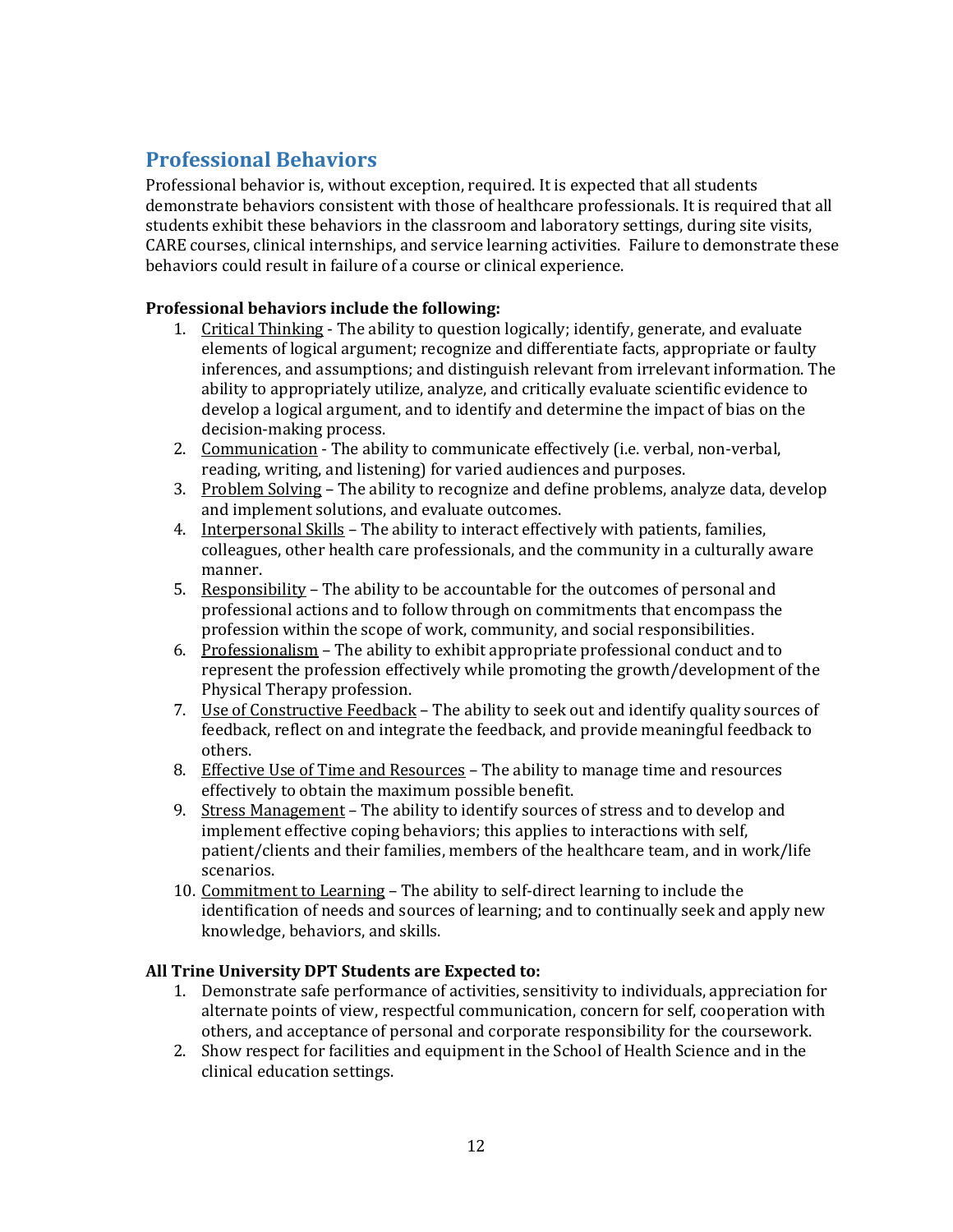## Professional Behaviors

Professional behavior is, without exception, required. It is expected that all students demonstrate behaviors consistent with those of healthcare professionals. It is required that all students exhibit these behaviors in the classroom and laboratory settings, during site visits, CARE courses, clinical internships, and service learning activities. Failure to demonstrate these behaviors could result in failure of a course or clinical experience.

**Professional behaviors include the following:**

1. Critical Thinking - The ability to question logically; identify, generate, and evaluate elements of logical argument; recognize and differentiate facts, appropriate or faulty inferences, and assumptions; and distinguish relevant from irrelevant information. The ability to appropriately utilize, analyze, and critically evaluate scientific evidence to develop a logical argument, and to identify and determine the impact of bias on the decision-making process.
2. Communication - The ability to communicate effectively (i.e. verbal, non-verbal, reading, writing, and listening) for varied audiences and purposes.
3. Problem Solving – The ability to recognize and define problems, analyze data, develop and implement solutions, and evaluate outcomes.
4. Interpersonal Skills – The ability to interact effectively with patients, families, colleagues, other health care professionals, and the community in a culturally aware manner.
5. Responsibility – The ability to be accountable for the outcomes of personal and professional actions and to follow through on commitments that encompass the profession within the scope of work, community, and social responsibilities.
6. Professionalism – The ability to exhibit appropriate professional conduct and to represent the profession effectively while promoting the growth/development of the Physical Therapy profession.
7. Use of Constructive Feedback – The ability to seek out and identify quality sources of feedback, reflect on and integrate the feedback, and provide meaningful feedback to others.
8. Effective Use of Time and Resources – The ability to manage time and resources effectively to obtain the maximum possible benefit.
9. Stress Management – The ability to identify sources of stress and to develop and implement effective coping behaviors; this applies to interactions with self, patient/clients and their families, members of the healthcare team, and in work/life scenarios.
10. Commitment to Learning – The ability to self-direct learning to include the identification of needs and sources of learning; and to continually seek and apply new knowledge, behaviors, and skills.

**All Trine University DPT Students are Expected to:**

1. Demonstrate safe performance of activities, sensitivity to individuals, appreciation for alternate points of view, respectful communication, concern for self, cooperation with others, and acceptance of personal and corporate responsibility for the coursework.
2. Show respect for facilities and equipment in the School of Health Science and in the clinical education settings.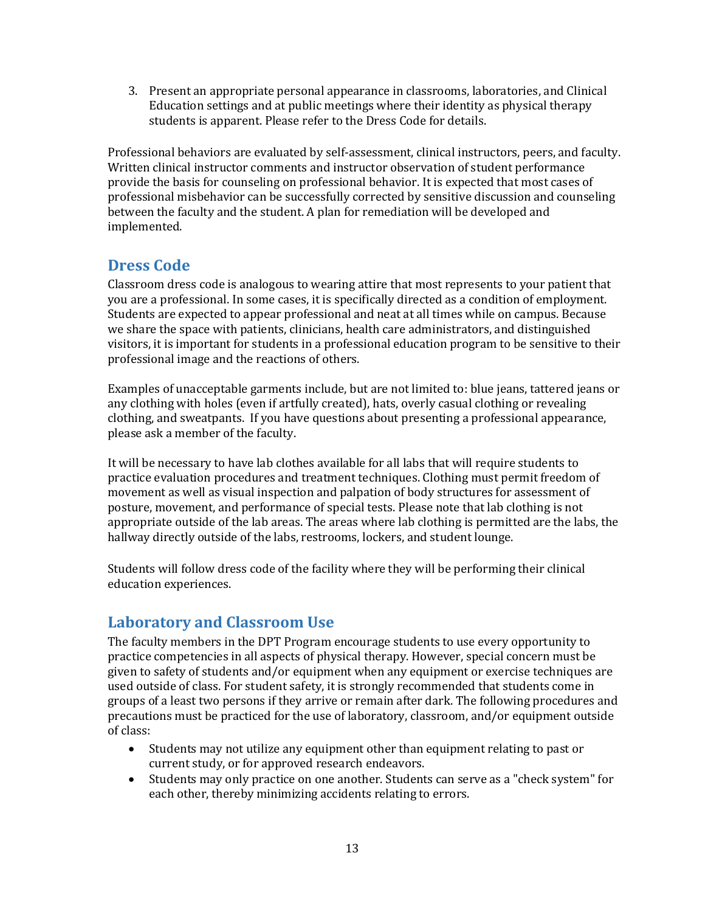3. Present an appropriate personal appearance in classrooms, laboratories, and Clinical Education settings and at public meetings where their identity as physical therapy students is apparent. Please refer to the Dress Code for details.

Professional behaviors are evaluated by self-assessment, clinical instructors, peers, and faculty. Written clinical instructor comments and instructor observation of student performance provide the basis for counseling on professional behavior. It is expected that most cases of professional misbehavior can be successfully corrected by sensitive discussion and counseling between the faculty and the student. A plan for remediation will be developed and implemented.

## Dress Code

Classroom dress code is analogous to wearing attire that most represents to your patient that you are a professional. In some cases, it is specifically directed as a condition of employment. Students are expected to appear professional and neat at all times while on campus. Because we share the space with patients, clinicians, health care administrators, and distinguished visitors, it is important for students in a professional education program to be sensitive to their professional image and the reactions of others.

Examples of unacceptable garments include, but are not limited to: blue jeans, tattered jeans or any clothing with holes (even if artfully created), hats, overly casual clothing or revealing clothing, and sweatpants. If you have questions about presenting a professional appearance, please ask a member of the faculty.

It will be necessary to have lab clothes available for all labs that will require students to practice evaluation procedures and treatment techniques. Clothing must permit freedom of movement as well as visual inspection and palpation of body structures for assessment of posture, movement, and performance of special tests. Please note that lab clothing is not appropriate outside of the lab areas. The areas where lab clothing is permitted are the labs, the hallway directly outside of the labs, restrooms, lockers, and student lounge.

Students will follow dress code of the facility where they will be performing their clinical education experiences.

## Laboratory and Classroom Use

The faculty members in the DPT Program encourage students to use every opportunity to practice competencies in all aspects of physical therapy. However, special concern must be given to safety of students and/or equipment when any equipment or exercise techniques are used outside of class. For student safety, it is strongly recommended that students come in groups of a least two persons if they arrive or remain after dark. The following procedures and precautions must be practiced for the use of laboratory, classroom, and/or equipment outside of class:

- Students may not utilize any equipment other than equipment relating to past or current study, or for approved research endeavors.
- Students may only practice on one another. Students can serve as a "check system" for each other, thereby minimizing accidents relating to errors.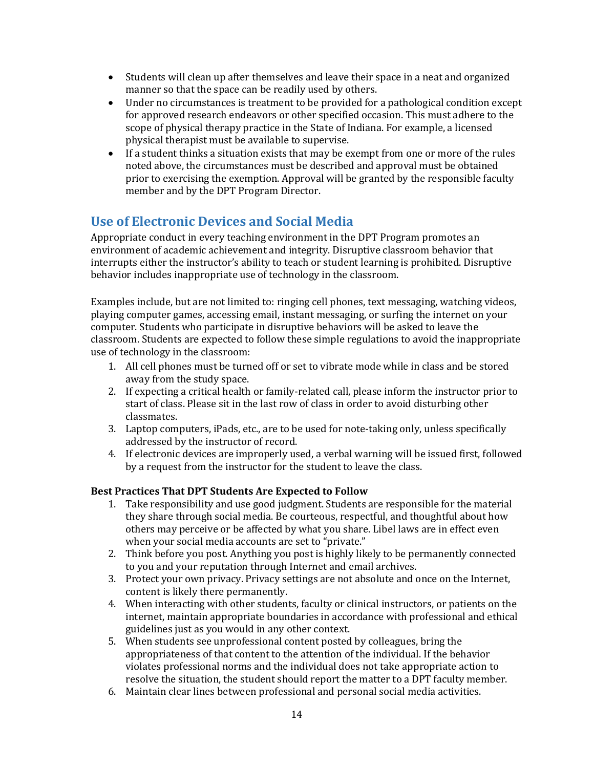- Students will clean up after themselves and leave their space in a neat and organized manner so that the space can be readily used by others.
- Under no circumstances is treatment to be provided for a pathological condition except for approved research endeavors or other specified occasion. This must adhere to the scope of physical therapy practice in the State of Indiana. For example, a licensed physical therapist must be available to supervise.
- If a student thinks a situation exists that may be exempt from one or more of the rules noted above, the circumstances must be described and approval must be obtained prior to exercising the exemption. Approval will be granted by the responsible faculty member and by the DPT Program Director.

## Use of Electronic Devices and Social Media

Appropriate conduct in every teaching environment in the DPT Program promotes an environment of academic achievement and integrity. Disruptive classroom behavior that interrupts either the instructor's ability to teach or student learning is prohibited. Disruptive behavior includes inappropriate use of technology in the classroom.

Examples include, but are not limited to: ringing cell phones, text messaging, watching videos, playing computer games, accessing email, instant messaging, or surfing the internet on your computer. Students who participate in disruptive behaviors will be asked to leave the classroom. Students are expected to follow these simple regulations to avoid the inappropriate use of technology in the classroom:

1. All cell phones must be turned off or set to vibrate mode while in class and be stored away from the study space.
2. If expecting a critical health or family-related call, please inform the instructor prior to start of class. Please sit in the last row of class in order to avoid disturbing other classmates.
3. Laptop computers, iPads, etc., are to be used for note-taking only, unless specifically addressed by the instructor of record.
4. If electronic devices are improperly used, a verbal warning will be issued first, followed by a request from the instructor for the student to leave the class.

**Best Practices That DPT Students Are Expected to Follow**

1. Take responsibility and use good judgment. Students are responsible for the material they share through social media. Be courteous, respectful, and thoughtful about how others may perceive or be affected by what you share. Libel laws are in effect even when your social media accounts are set to "private."
2. Think before you post. Anything you post is highly likely to be permanently connected to you and your reputation through Internet and email archives.
3. Protect your own privacy. Privacy settings are not absolute and once on the Internet, content is likely there permanently.
4. When interacting with other students, faculty or clinical instructors, or patients on the internet, maintain appropriate boundaries in accordance with professional and ethical guidelines just as you would in any other context.
5. When students see unprofessional content posted by colleagues, bring the appropriateness of that content to the attention of the individual. If the behavior violates professional norms and the individual does not take appropriate action to resolve the situation, the student should report the matter to a DPT faculty member.
6. Maintain clear lines between professional and personal social media activities.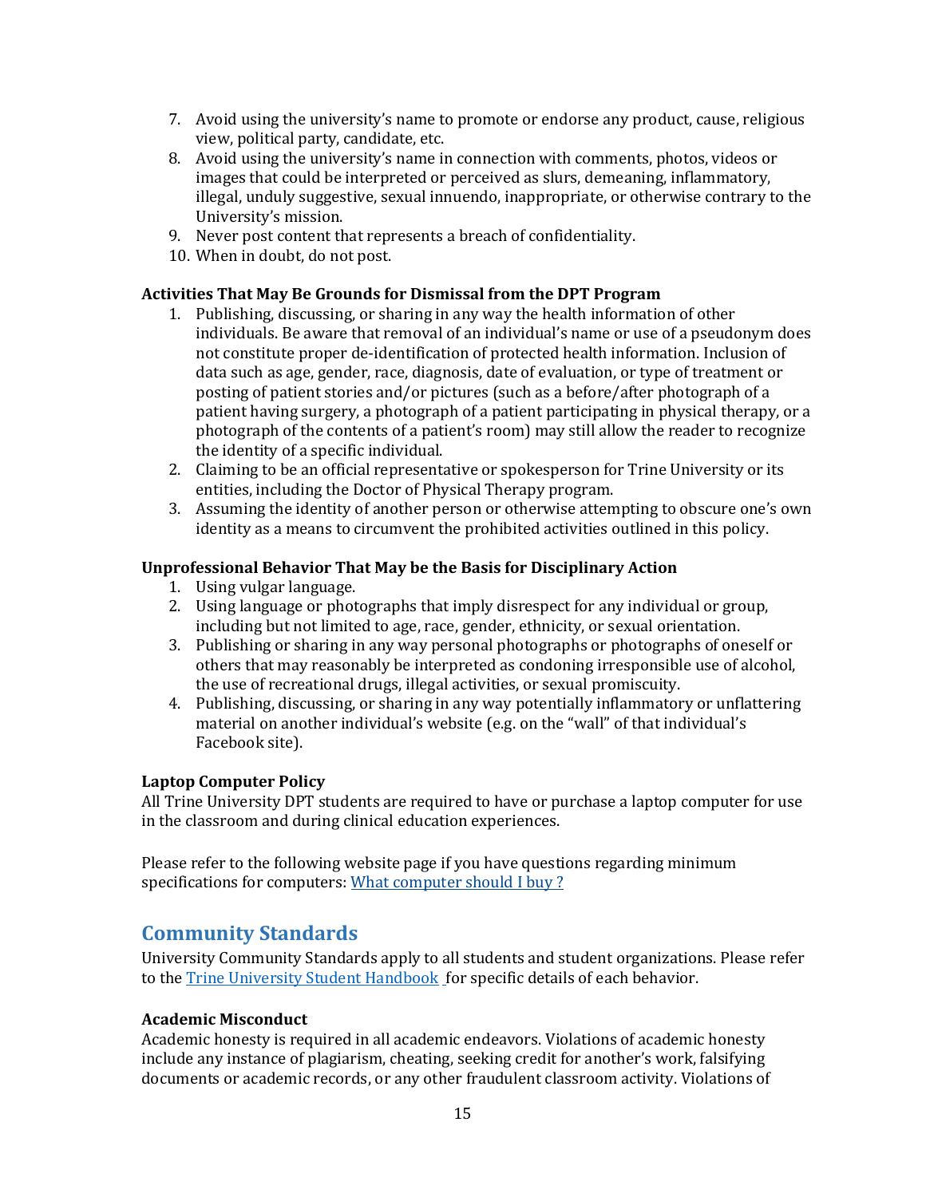7. Avoid using the university's name to promote or endorse any product, cause, religious view, political party, candidate, etc.
8. Avoid using the university's name in connection with comments, photos, videos or images that could be interpreted or perceived as slurs, demeaning, inflammatory, illegal, unduly suggestive, sexual innuendo, inappropriate, or otherwise contrary to the University's mission.
9. Never post content that represents a breach of confidentiality.
10. When in doubt, do not post.

**Activities That May Be Grounds for Dismissal from the DPT Program**

1. Publishing, discussing, or sharing in any way the health information of other individuals. Be aware that removal of an individual's name or use of a pseudonym does not constitute proper de-identification of protected health information. Inclusion of data such as age, gender, race, diagnosis, date of evaluation, or type of treatment or posting of patient stories and/or pictures (such as a before/after photograph of a patient having surgery, a photograph of a patient participating in physical therapy, or a photograph of the contents of a patient's room) may still allow the reader to recognize the identity of a specific individual.
2. Claiming to be an official representative or spokesperson for Trine University or its entities, including the Doctor of Physical Therapy program.
3. Assuming the identity of another person or otherwise attempting to obscure one's own identity as a means to circumvent the prohibited activities outlined in this policy.

**Unprofessional Behavior That May be the Basis for Disciplinary Action**

1. Using vulgar language.
2. Using language or photographs that imply disrespect for any individual or group, including but not limited to age, race, gender, ethnicity, or sexual orientation.
3. Publishing or sharing in any way personal photographs or photographs of oneself or others that may reasonably be interpreted as condoning irresponsible use of alcohol, the use of recreational drugs, illegal activities, or sexual promiscuity.
4. Publishing, discussing, or sharing in any way potentially inflammatory or unflattering material on another individual's website (e.g. on the "wall" of that individual's Facebook site).

**Laptop Computer Policy**

All Trine University DPT students are required to have or purchase a laptop computer for use in the classroom and during clinical education experiences.

Please refer to the following website page if you have questions regarding minimum specifications for computers: [What computer should I buy ?]

## Community Standards

University Community Standards apply to all students and student organizations. Please refer to the [Trine University Student Handbook] for specific details of each behavior.

**Academic Misconduct**

Academic honesty is required in all academic endeavors. Violations of academic honesty include any instance of plagiarism, cheating, seeking credit for another's work, falsifying documents or academic records, or any other fraudulent classroom activity. Violations of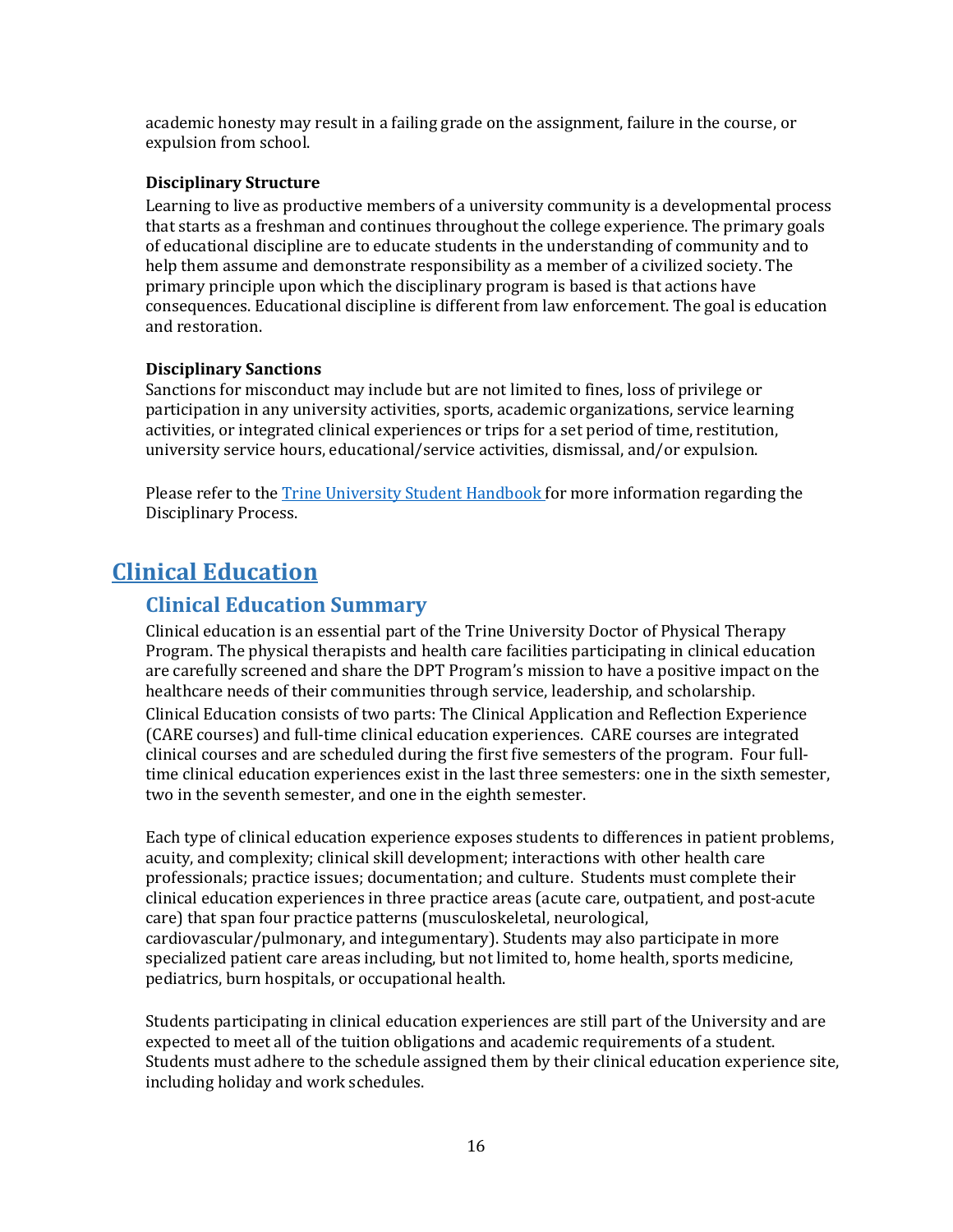academic honesty may result in a failing grade on the assignment, failure in the course, or expulsion from school.

**Disciplinary Structure**

Learning to live as productive members of a university community is a developmental process that starts as a freshman and continues throughout the college experience. The primary goals of educational discipline are to educate students in the understanding of community and to help them assume and demonstrate responsibility as a member of a civilized society. The primary principle upon which the disciplinary program is based is that actions have consequences. Educational discipline is different from law enforcement. The goal is education and restoration.

**Disciplinary Sanctions**

Sanctions for misconduct may include but are not limited to fines, loss of privilege or participation in any university activities, sports, academic organizations, service learning activities, or integrated clinical experiences or trips for a set period of time, restitution, university service hours, educational/service activities, dismissal, and/or expulsion.

Please refer to the [Trine University Student Handbook ]for more information regarding the Disciplinary Process.

# Clinical Education

## Clinical Education Summary

Clinical education is an essential part of the Trine University Doctor of Physical Therapy Program. The physical therapists and health care facilities participating in clinical education are carefully screened and share the DPT Program's mission to have a positive impact on the healthcare needs of their communities through service, leadership, and scholarship.

Clinical Education consists of two parts: The Clinical Application and Reflection Experience (CARE courses) and full-time clinical education experiences. CARE courses are integrated clinical courses and are scheduled during the first five semesters of the program. Four full-time clinical education experiences exist in the last three semesters: one in the sixth semester, two in the seventh semester, and one in the eighth semester.

Each type of clinical education experience exposes students to differences in patient problems, acuity, and complexity; clinical skill development; interactions with other health care professionals; practice issues; documentation; and culture. Students must complete their clinical education experiences in three practice areas (acute care, outpatient, and post-acute care) that span four practice patterns (musculoskeletal, neurological, cardiovascular/pulmonary, and integumentary). Students may also participate in more specialized patient care areas including, but not limited to, home health, sports medicine, pediatrics, burn hospitals, or occupational health.

Students participating in clinical education experiences are still part of the University and are expected to meet all of the tuition obligations and academic requirements of a student. Students must adhere to the schedule assigned them by their clinical education experience site, including holiday and work schedules.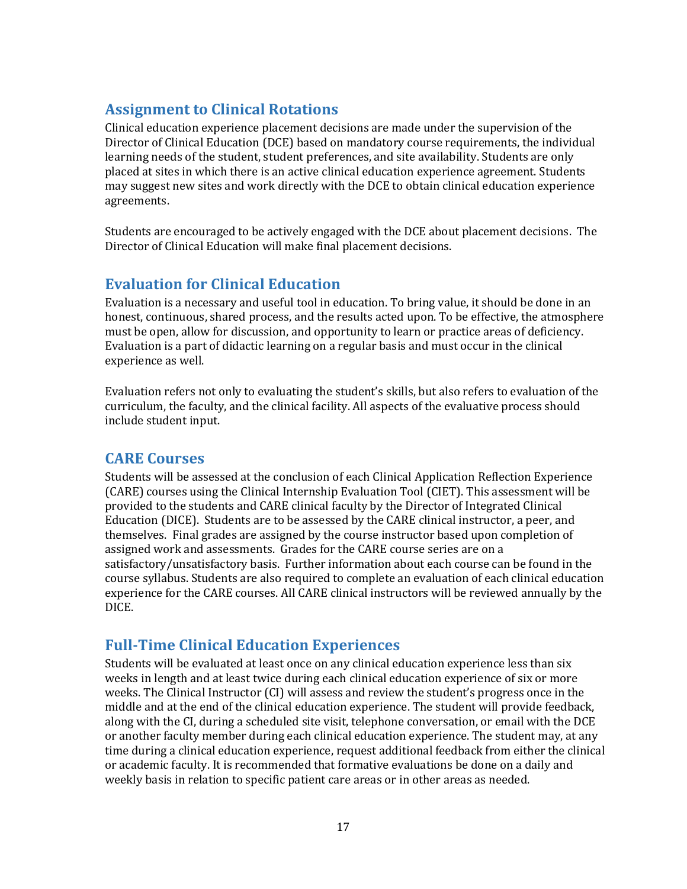## Assignment to Clinical Rotations

Clinical education experience placement decisions are made under the supervision of the Director of Clinical Education (DCE) based on mandatory course requirements, the individual learning needs of the student, student preferences, and site availability. Students are only placed at sites in which there is an active clinical education experience agreement. Students may suggest new sites and work directly with the DCE to obtain clinical education experience agreements.

Students are encouraged to be actively engaged with the DCE about placement decisions. The Director of Clinical Education will make final placement decisions.

## Evaluation for Clinical Education

Evaluation is a necessary and useful tool in education. To bring value, it should be done in an honest, continuous, shared process, and the results acted upon. To be effective, the atmosphere must be open, allow for discussion, and opportunity to learn or practice areas of deficiency. Evaluation is a part of didactic learning on a regular basis and must occur in the clinical experience as well.

Evaluation refers not only to evaluating the student's skills, but also refers to evaluation of the curriculum, the faculty, and the clinical facility. All aspects of the evaluative process should include student input.

## CARE Courses

Students will be assessed at the conclusion of each Clinical Application Reflection Experience (CARE) courses using the Clinical Internship Evaluation Tool (CIET). This assessment will be provided to the students and CARE clinical faculty by the Director of Integrated Clinical Education (DICE). Students are to be assessed by the CARE clinical instructor, a peer, and themselves. Final grades are assigned by the course instructor based upon completion of assigned work and assessments. Grades for the CARE course series are on a satisfactory/unsatisfactory basis. Further information about each course can be found in the course syllabus. Students are also required to complete an evaluation of each clinical education experience for the CARE courses. All CARE clinical instructors will be reviewed annually by the DICE.

## Full-Time Clinical Education Experiences

Students will be evaluated at least once on any clinical education experience less than six weeks in length and at least twice during each clinical education experience of six or more weeks. The Clinical Instructor (CI) will assess and review the student's progress once in the middle and at the end of the clinical education experience. The student will provide feedback, along with the CI, during a scheduled site visit, telephone conversation, or email with the DCE or another faculty member during each clinical education experience. The student may, at any time during a clinical education experience, request additional feedback from either the clinical or academic faculty. It is recommended that formative evaluations be done on a daily and weekly basis in relation to specific patient care areas or in other areas as needed.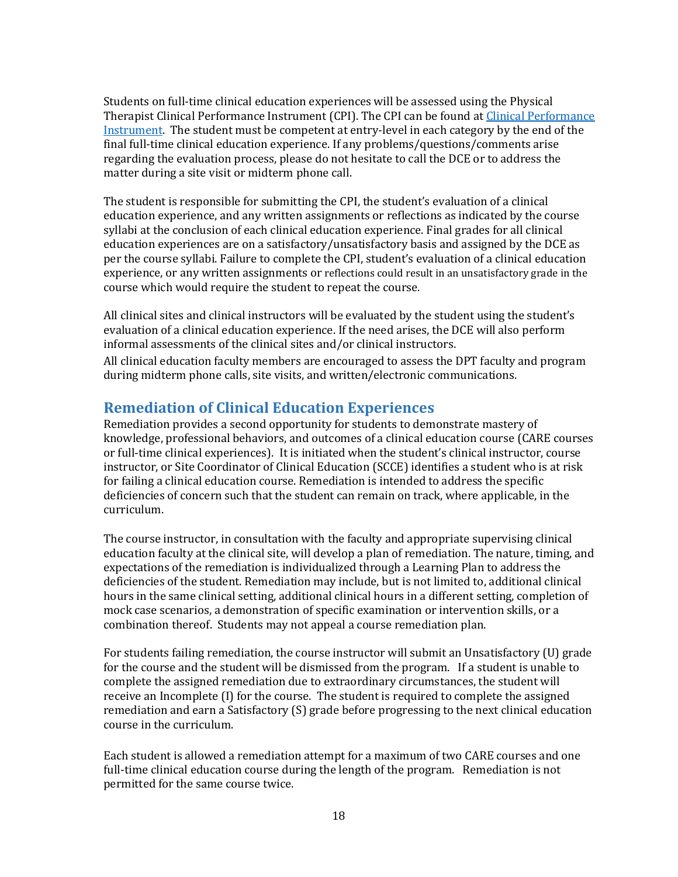Students on full-time clinical education experiences will be assessed using the Physical Therapist Clinical Performance Instrument (CPI). The CPI can be found at [Clinical Performance Instrument](). The student must be competent at entry-level in each category by the end of the final full-time clinical education experience. If any problems/questions/comments arise regarding the evaluation process, please do not hesitate to call the DCE or to address the matter during a site visit or midterm phone call.

The student is responsible for submitting the CPI, the student's evaluation of a clinical education experience, and any written assignments or reflections as indicated by the course syllabi at the conclusion of each clinical education experience. Final grades for all clinical education experiences are on a satisfactory/unsatisfactory basis and assigned by the DCE as per the course syllabi. Failure to complete the CPI, student's evaluation of a clinical education experience, or any written assignments or reflections could result in an unsatisfactory grade in the course which would require the student to repeat the course.

All clinical sites and clinical instructors will be evaluated by the student using the student's evaluation of a clinical education experience. If the need arises, the DCE will also perform informal assessments of the clinical sites and/or clinical instructors.

All clinical education faculty members are encouraged to assess the DPT faculty and program during midterm phone calls, site visits, and written/electronic communications.

## Remediation of Clinical Education Experiences

Remediation provides a second opportunity for students to demonstrate mastery of knowledge, professional behaviors, and outcomes of a clinical education course (CARE courses or full-time clinical experiences). It is initiated when the student's clinical instructor, course instructor, or Site Coordinator of Clinical Education (SCCE) identifies a student who is at risk for failing a clinical education course. Remediation is intended to address the specific deficiencies of concern such that the student can remain on track, where applicable, in the curriculum.

The course instructor, in consultation with the faculty and appropriate supervising clinical education faculty at the clinical site, will develop a plan of remediation. The nature, timing, and expectations of the remediation is individualized through a Learning Plan to address the deficiencies of the student. Remediation may include, but is not limited to, additional clinical hours in the same clinical setting, additional clinical hours in a different setting, completion of mock case scenarios, a demonstration of specific examination or intervention skills, or a combination thereof. Students may not appeal a course remediation plan.

For students failing remediation, the course instructor will submit an Unsatisfactory (U) grade for the course and the student will be dismissed from the program. If a student is unable to complete the assigned remediation due to extraordinary circumstances, the student will receive an Incomplete (I) for the course. The student is required to complete the assigned remediation and earn a Satisfactory (S) grade before progressing to the next clinical education course in the curriculum.

Each student is allowed a remediation attempt for a maximum of two CARE courses and one full-time clinical education course during the length of the program. Remediation is not permitted for the same course twice.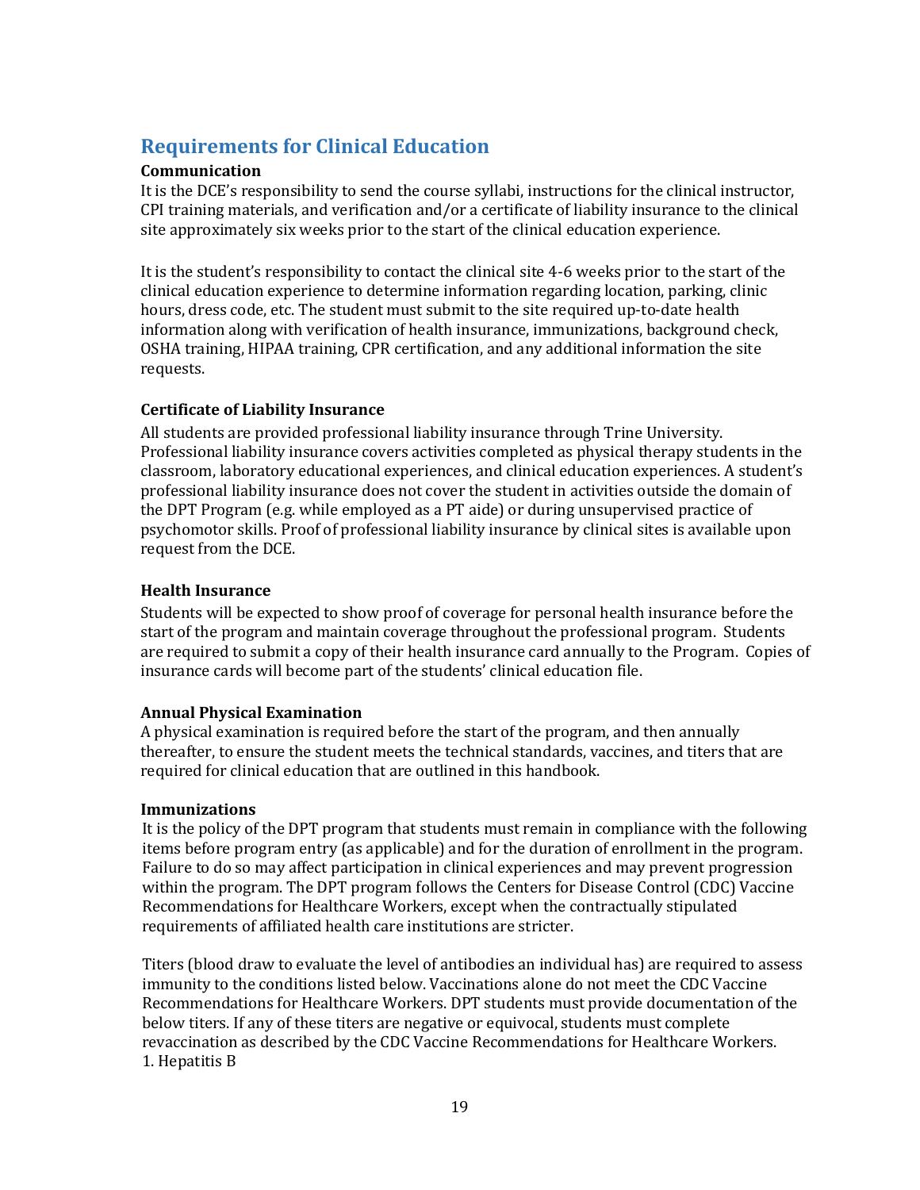## Requirements for Clinical Education

### Communication

It is the DCE's responsibility to send the course syllabi, instructions for the clinical instructor, CPI training materials, and verification and/or a certificate of liability insurance to the clinical site approximately six weeks prior to the start of the clinical education experience.

It is the student's responsibility to contact the clinical site 4-6 weeks prior to the start of the clinical education experience to determine information regarding location, parking, clinic hours, dress code, etc. The student must submit to the site required up-to-date health information along with verification of health insurance, immunizations, background check, OSHA training, HIPAA training, CPR certification, and any additional information the site requests.

### Certificate of Liability Insurance

All students are provided professional liability insurance through Trine University. Professional liability insurance covers activities completed as physical therapy students in the classroom, laboratory educational experiences, and clinical education experiences. A student's professional liability insurance does not cover the student in activities outside the domain of the DPT Program (e.g. while employed as a PT aide) or during unsupervised practice of psychomotor skills. Proof of professional liability insurance by clinical sites is available upon request from the DCE.

### Health Insurance

Students will be expected to show proof of coverage for personal health insurance before the start of the program and maintain coverage throughout the professional program. Students are required to submit a copy of their health insurance card annually to the Program. Copies of insurance cards will become part of the students' clinical education file.

### Annual Physical Examination

A physical examination is required before the start of the program, and then annually thereafter, to ensure the student meets the technical standards, vaccines, and titers that are required for clinical education that are outlined in this handbook.

### Immunizations

It is the policy of the DPT program that students must remain in compliance with the following items before program entry (as applicable) and for the duration of enrollment in the program. Failure to do so may affect participation in clinical experiences and may prevent progression within the program. The DPT program follows the Centers for Disease Control (CDC) Vaccine Recommendations for Healthcare Workers, except when the contractually stipulated requirements of affiliated health care institutions are stricter.

Titers (blood draw to evaluate the level of antibodies an individual has) are required to assess immunity to the conditions listed below. Vaccinations alone do not meet the CDC Vaccine Recommendations for Healthcare Workers. DPT students must provide documentation of the below titers. If any of these titers are negative or equivocal, students must complete revaccination as described by the CDC Vaccine Recommendations for Healthcare Workers.

1. Hepatitis B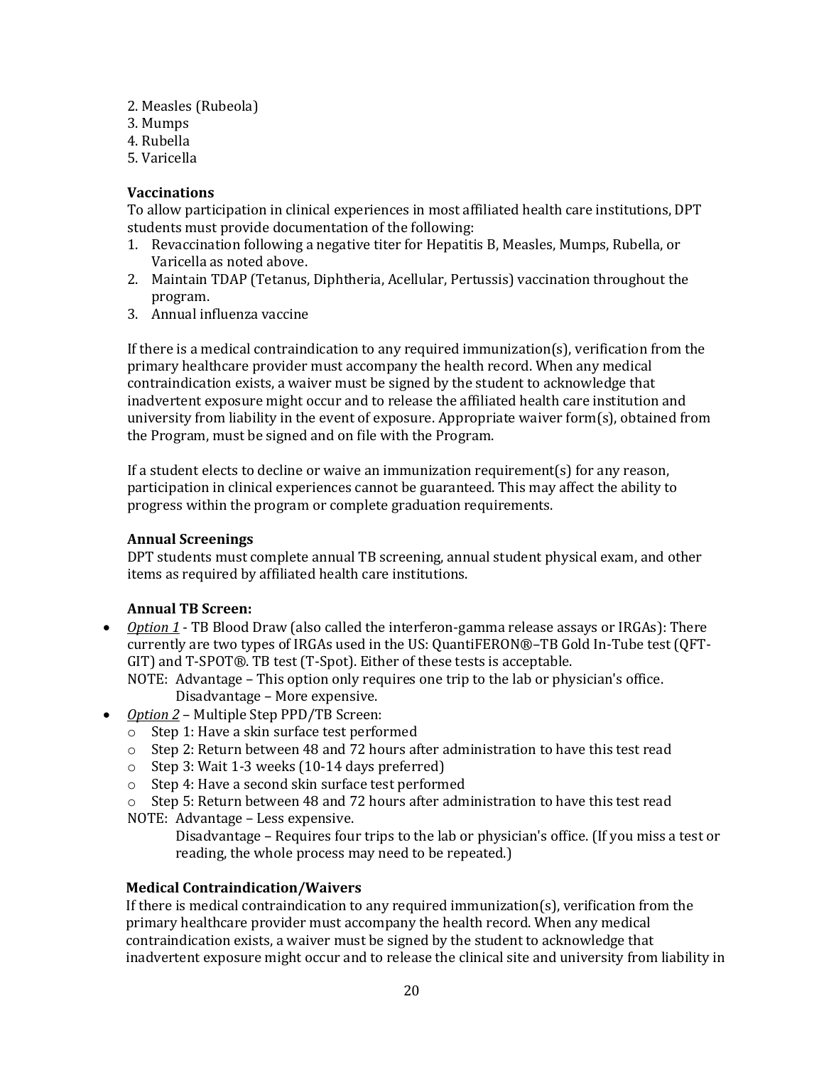2. Measles (Rubeola)
3. Mumps
4. Rubella
5. Varicella

**Vaccinations**

To allow participation in clinical experiences in most affiliated health care institutions, DPT students must provide documentation of the following:

1. Revaccination following a negative titer for Hepatitis B, Measles, Mumps, Rubella, or Varicella as noted above.
2. Maintain TDAP (Tetanus, Diphtheria, Acellular, Pertussis) vaccination throughout the program.
3. Annual influenza vaccine

If there is a medical contraindication to any required immunization(s), verification from the primary healthcare provider must accompany the health record. When any medical contraindication exists, a waiver must be signed by the student to acknowledge that inadvertent exposure might occur and to release the affiliated health care institution and university from liability in the event of exposure. Appropriate waiver form(s), obtained from the Program, must be signed and on file with the Program.

If a student elects to decline or waive an immunization requirement(s) for any reason, participation in clinical experiences cannot be guaranteed. This may affect the ability to progress within the program or complete graduation requirements.

**Annual Screenings**

DPT students must complete annual TB screening, annual student physical exam, and other items as required by affiliated health care institutions.

**Annual TB Screen:**

- *Option 1* - TB Blood Draw (also called the interferon-gamma release assays or IRGAs): There currently are two types of IRGAs used in the US: QuantiFERON®–TB Gold In-Tube test (QFT-GIT) and T-SPOT®. TB test (T-Spot). Either of these tests is acceptable.
  NOTE: Advantage – This option only requires one trip to the lab or physician's office.
  Disadvantage – More expensive.
- *Option 2* – Multiple Step PPD/TB Screen:
  - Step 1: Have a skin surface test performed
  - Step 2: Return between 48 and 72 hours after administration to have this test read
  - Step 3: Wait 1-3 weeks (10-14 days preferred)
  - Step 4: Have a second skin surface test performed
  - Step 5: Return between 48 and 72 hours after administration to have this test read

  NOTE: Advantage – Less expensive.
  Disadvantage – Requires four trips to the lab or physician's office. (If you miss a test or reading, the whole process may need to be repeated.)

**Medical Contraindication/Waivers**

If there is medical contraindication to any required immunization(s), verification from the primary healthcare provider must accompany the health record. When any medical contraindication exists, a waiver must be signed by the student to acknowledge that inadvertent exposure might occur and to release the clinical site and university from liability in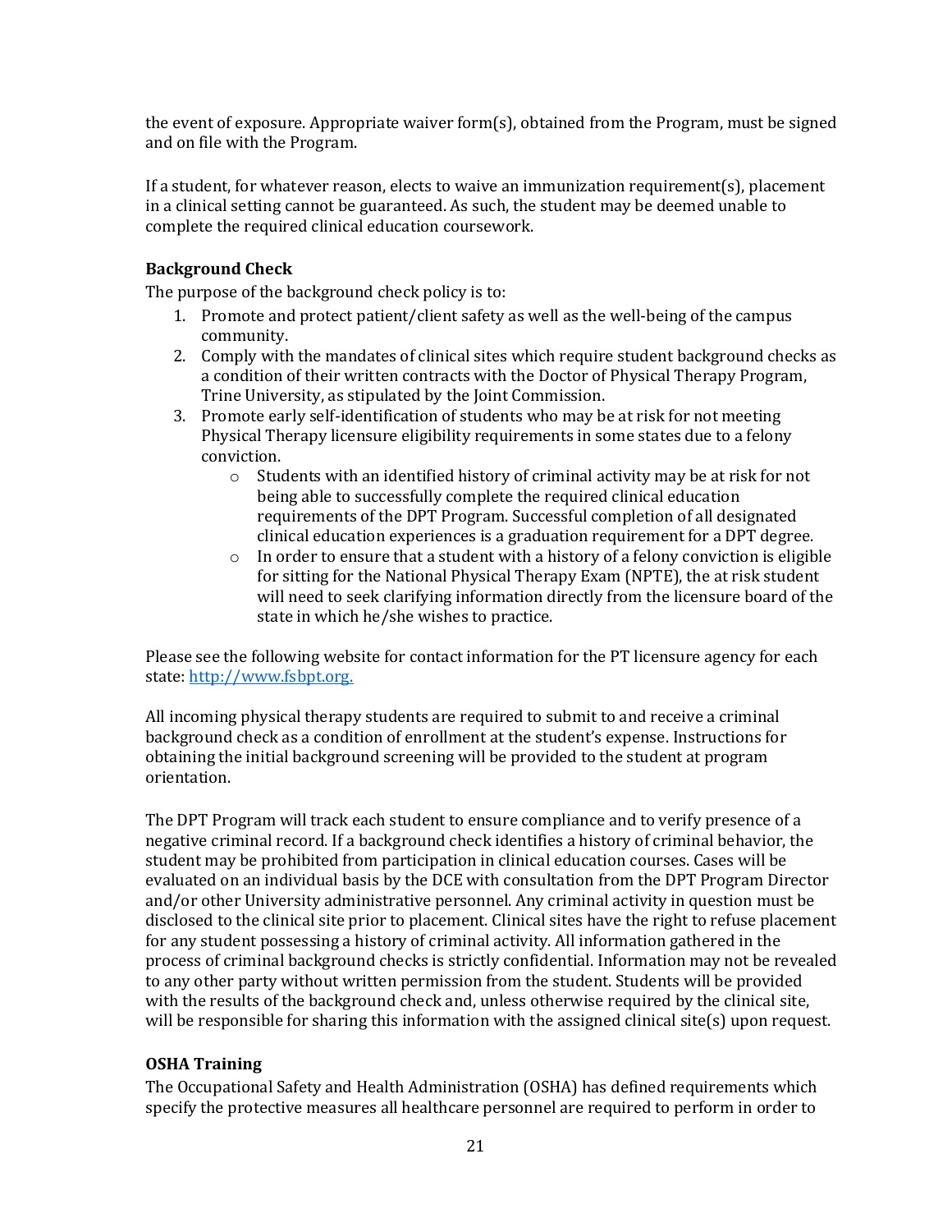the event of exposure. Appropriate waiver form(s), obtained from the Program, must be signed and on file with the Program.

If a student, for whatever reason, elects to waive an immunization requirement(s), placement in a clinical setting cannot be guaranteed. As such, the student may be deemed unable to complete the required clinical education coursework.

### Background Check

The purpose of the background check policy is to:

1. Promote and protect patient/client safety as well as the well-being of the campus community.
2. Comply with the mandates of clinical sites which require student background checks as a condition of their written contracts with the Doctor of Physical Therapy Program, Trine University, as stipulated by the Joint Commission.
3. Promote early self-identification of students who may be at risk for not meeting Physical Therapy licensure eligibility requirements in some states due to a felony conviction.
    - Students with an identified history of criminal activity may be at risk for not being able to successfully complete the required clinical education requirements of the DPT Program. Successful completion of all designated clinical education experiences is a graduation requirement for a DPT degree.
    - In order to ensure that a student with a history of a felony conviction is eligible for sitting for the National Physical Therapy Exam (NPTE), the at risk student will need to seek clarifying information directly from the licensure board of the state in which he/she wishes to practice.

Please see the following website for contact information for the PT licensure agency for each state: [http://www.fsbpt.org.](http://www.fsbpt.org)

All incoming physical therapy students are required to submit to and receive a criminal background check as a condition of enrollment at the student's expense. Instructions for obtaining the initial background screening will be provided to the student at program orientation.

The DPT Program will track each student to ensure compliance and to verify presence of a negative criminal record. If a background check identifies a history of criminal behavior, the student may be prohibited from participation in clinical education courses. Cases will be evaluated on an individual basis by the DCE with consultation from the DPT Program Director and/or other University administrative personnel. Any criminal activity in question must be disclosed to the clinical site prior to placement. Clinical sites have the right to refuse placement for any student possessing a history of criminal activity. All information gathered in the process of criminal background checks is strictly confidential. Information may not be revealed to any other party without written permission from the student. Students will be provided with the results of the background check and, unless otherwise required by the clinical site, will be responsible for sharing this information with the assigned clinical site(s) upon request.

### OSHA Training

The Occupational Safety and Health Administration (OSHA) has defined requirements which specify the protective measures all healthcare personnel are required to perform in order to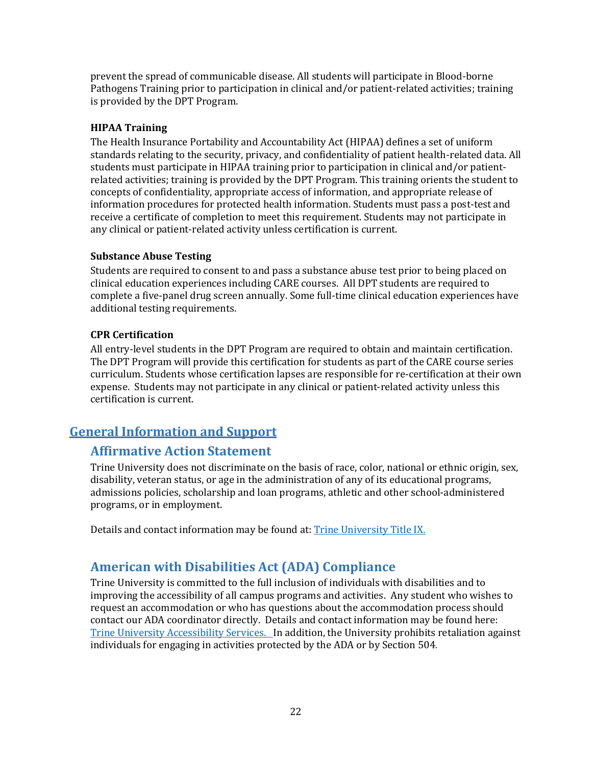prevent the spread of communicable disease. All students will participate in Blood-borne Pathogens Training prior to participation in clinical and/or patient-related activities; training is provided by the DPT Program.

#### HIPAA Training

The Health Insurance Portability and Accountability Act (HIPAA) defines a set of uniform standards relating to the security, privacy, and confidentiality of patient health-related data. All students must participate in HIPAA training prior to participation in clinical and/or patient-related activities; training is provided by the DPT Program. This training orients the student to concepts of confidentiality, appropriate access of information, and appropriate release of information procedures for protected health information. Students must pass a post-test and receive a certificate of completion to meet this requirement. Students may not participate in any clinical or patient-related activity unless certification is current.

#### Substance Abuse Testing

Students are required to consent to and pass a substance abuse test prior to being placed on clinical education experiences including CARE courses. All DPT students are required to complete a five-panel drug screen annually. Some full-time clinical education experiences have additional testing requirements.

#### CPR Certification

All entry-level students in the DPT Program are required to obtain and maintain certification. The DPT Program will provide this certification for students as part of the CARE course series curriculum. Students whose certification lapses are responsible for re-certification at their own expense. Students may not participate in any clinical or patient-related activity unless this certification is current.

# General Information and Support

## Affirmative Action Statement

Trine University does not discriminate on the basis of race, color, national or ethnic origin, sex, disability, veteran status, or age in the administration of any of its educational programs, admissions policies, scholarship and loan programs, athletic and other school-administered programs, or in employment.

Details and contact information may be found at: Trine University Title IX.

## American with Disabilities Act (ADA) Compliance

Trine University is committed to the full inclusion of individuals with disabilities and to improving the accessibility of all campus programs and activities. Any student who wishes to request an accommodation or who has questions about the accommodation process should contact our ADA coordinator directly. Details and contact information may be found here: Trine University Accessibility Services. In addition, the University prohibits retaliation against individuals for engaging in activities protected by the ADA or by Section 504.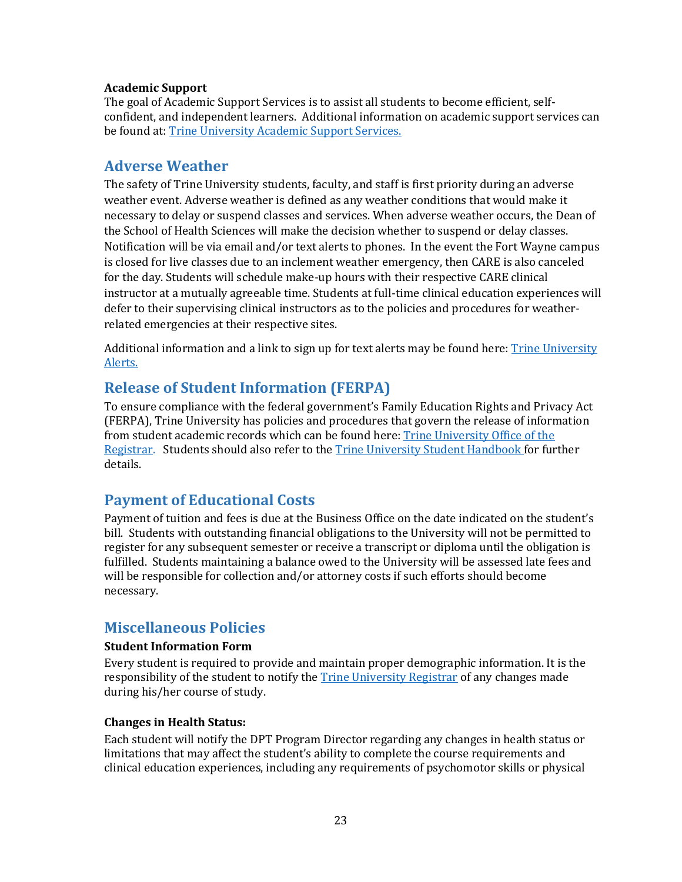**Academic Support**

The goal of Academic Support Services is to assist all students to become efficient, self-confident, and independent learners. Additional information on academic support services can be found at: Trine University Academic Support Services.

## Adverse Weather

The safety of Trine University students, faculty, and staff is first priority during an adverse weather event. Adverse weather is defined as any weather conditions that would make it necessary to delay or suspend classes and services. When adverse weather occurs, the Dean of the School of Health Sciences will make the decision whether to suspend or delay classes. Notification will be via email and/or text alerts to phones. In the event the Fort Wayne campus is closed for live classes due to an inclement weather emergency, then CARE is also canceled for the day. Students will schedule make-up hours with their respective CARE clinical instructor at a mutually agreeable time. Students at full-time clinical education experiences will defer to their supervising clinical instructors as to the policies and procedures for weather-related emergencies at their respective sites.

Additional information and a link to sign up for text alerts may be found here: Trine University Alerts.

## Release of Student Information (FERPA)

To ensure compliance with the federal government's Family Education Rights and Privacy Act (FERPA), Trine University has policies and procedures that govern the release of information from student academic records which can be found here: Trine University Office of the Registrar. Students should also refer to the Trine University Student Handbook for further details.

## Payment of Educational Costs

Payment of tuition and fees is due at the Business Office on the date indicated on the student's bill. Students with outstanding financial obligations to the University will not be permitted to register for any subsequent semester or receive a transcript or diploma until the obligation is fulfilled. Students maintaining a balance owed to the University will be assessed late fees and will be responsible for collection and/or attorney costs if such efforts should become necessary.

## Miscellaneous Policies

**Student Information Form**

Every student is required to provide and maintain proper demographic information. It is the responsibility of the student to notify the Trine University Registrar of any changes made during his/her course of study.

**Changes in Health Status:**

Each student will notify the DPT Program Director regarding any changes in health status or limitations that may affect the student's ability to complete the course requirements and clinical education experiences, including any requirements of psychomotor skills or physical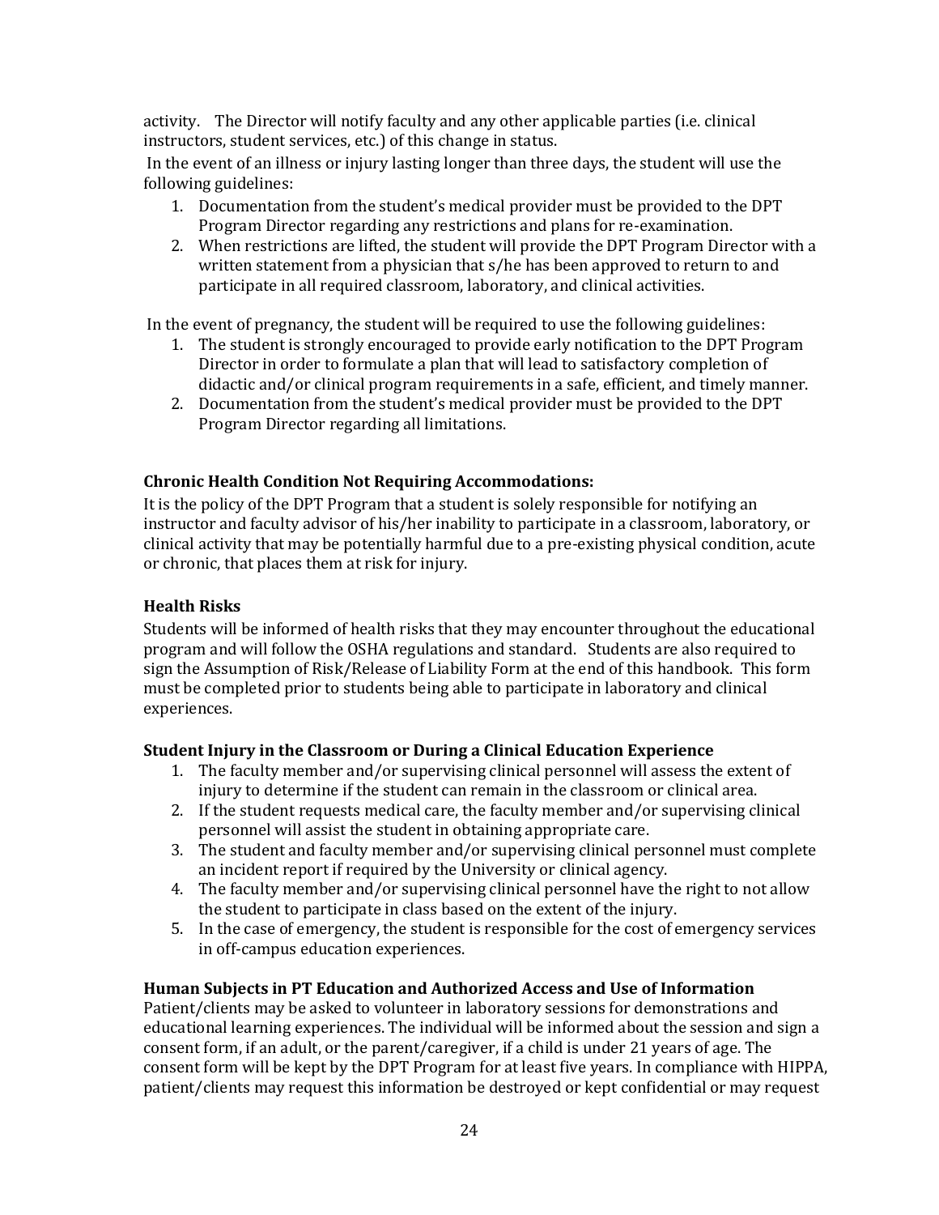activity. The Director will notify faculty and any other applicable parties (i.e. clinical instructors, student services, etc.) of this change in status.

In the event of an illness or injury lasting longer than three days, the student will use the following guidelines:

1. Documentation from the student's medical provider must be provided to the DPT Program Director regarding any restrictions and plans for re-examination.
2. When restrictions are lifted, the student will provide the DPT Program Director with a written statement from a physician that s/he has been approved to return to and participate in all required classroom, laboratory, and clinical activities.

In the event of pregnancy, the student will be required to use the following guidelines:

1. The student is strongly encouraged to provide early notification to the DPT Program Director in order to formulate a plan that will lead to satisfactory completion of didactic and/or clinical program requirements in a safe, efficient, and timely manner.
2. Documentation from the student's medical provider must be provided to the DPT Program Director regarding all limitations.

**Chronic Health Condition Not Requiring Accommodations:**

It is the policy of the DPT Program that a student is solely responsible for notifying an instructor and faculty advisor of his/her inability to participate in a classroom, laboratory, or clinical activity that may be potentially harmful due to a pre-existing physical condition, acute or chronic, that places them at risk for injury.

**Health Risks**

Students will be informed of health risks that they may encounter throughout the educational program and will follow the OSHA regulations and standard. Students are also required to sign the Assumption of Risk/Release of Liability Form at the end of this handbook. This form must be completed prior to students being able to participate in laboratory and clinical experiences.

**Student Injury in the Classroom or During a Clinical Education Experience**

1. The faculty member and/or supervising clinical personnel will assess the extent of injury to determine if the student can remain in the classroom or clinical area.
2. If the student requests medical care, the faculty member and/or supervising clinical personnel will assist the student in obtaining appropriate care.
3. The student and faculty member and/or supervising clinical personnel must complete an incident report if required by the University or clinical agency.
4. The faculty member and/or supervising clinical personnel have the right to not allow the student to participate in class based on the extent of the injury.
5. In the case of emergency, the student is responsible for the cost of emergency services in off-campus education experiences.

**Human Subjects in PT Education and Authorized Access and Use of Information**

Patient/clients may be asked to volunteer in laboratory sessions for demonstrations and educational learning experiences. The individual will be informed about the session and sign a consent form, if an adult, or the parent/caregiver, if a child is under 21 years of age. The consent form will be kept by the DPT Program for at least five years. In compliance with HIPPA, patient/clients may request this information be destroyed or kept confidential or may request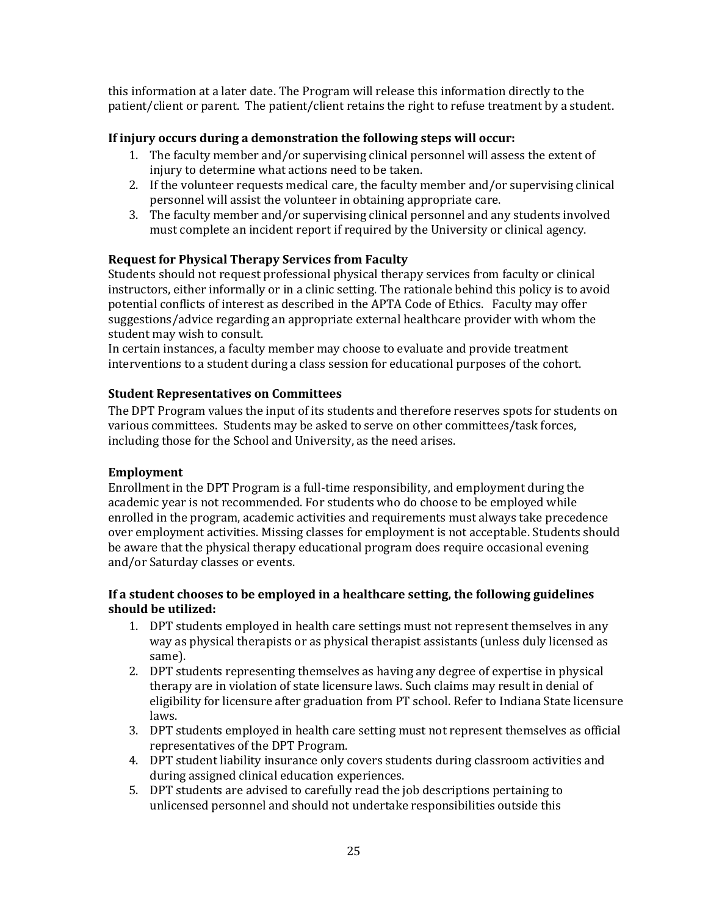this information at a later date. The Program will release this information directly to the patient/client or parent. The patient/client retains the right to refuse treatment by a student.

**If injury occurs during a demonstration the following steps will occur:**

1. The faculty member and/or supervising clinical personnel will assess the extent of injury to determine what actions need to be taken.
2. If the volunteer requests medical care, the faculty member and/or supervising clinical personnel will assist the volunteer in obtaining appropriate care.
3. The faculty member and/or supervising clinical personnel and any students involved must complete an incident report if required by the University or clinical agency.

**Request for Physical Therapy Services from Faculty**

Students should not request professional physical therapy services from faculty or clinical instructors, either informally or in a clinic setting. The rationale behind this policy is to avoid potential conflicts of interest as described in the APTA Code of Ethics. Faculty may offer suggestions/advice regarding an appropriate external healthcare provider with whom the student may wish to consult.

In certain instances, a faculty member may choose to evaluate and provide treatment interventions to a student during a class session for educational purposes of the cohort.

**Student Representatives on Committees**

The DPT Program values the input of its students and therefore reserves spots for students on various committees. Students may be asked to serve on other committees/task forces, including those for the School and University, as the need arises.

**Employment**

Enrollment in the DPT Program is a full-time responsibility, and employment during the academic year is not recommended. For students who do choose to be employed while enrolled in the program, academic activities and requirements must always take precedence over employment activities. Missing classes for employment is not acceptable. Students should be aware that the physical therapy educational program does require occasional evening and/or Saturday classes or events.

**If a student chooses to be employed in a healthcare setting, the following guidelines should be utilized:**

1. DPT students employed in health care settings must not represent themselves in any way as physical therapists or as physical therapist assistants (unless duly licensed as same).
2. DPT students representing themselves as having any degree of expertise in physical therapy are in violation of state licensure laws. Such claims may result in denial of eligibility for licensure after graduation from PT school. Refer to Indiana State licensure laws.
3. DPT students employed in health care setting must not represent themselves as official representatives of the DPT Program.
4. DPT student liability insurance only covers students during classroom activities and during assigned clinical education experiences.
5. DPT students are advised to carefully read the job descriptions pertaining to unlicensed personnel and should not undertake responsibilities outside this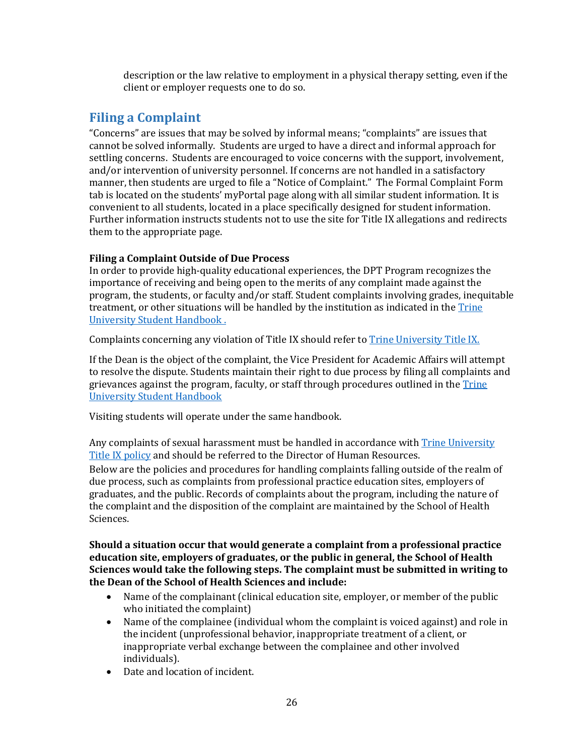description or the law relative to employment in a physical therapy setting, even if the client or employer requests one to do so.

## Filing a Complaint

"Concerns" are issues that may be solved by informal means; "complaints" are issues that cannot be solved informally. Students are urged to have a direct and informal approach for settling concerns. Students are encouraged to voice concerns with the support, involvement, and/or intervention of university personnel. If concerns are not handled in a satisfactory manner, then students are urged to file a "Notice of Complaint." The Formal Complaint Form tab is located on the students' myPortal page along with all similar student information. It is convenient to all students, located in a place specifically designed for student information. Further information instructs students not to use the site for Title IX allegations and redirects them to the appropriate page.

**Filing a Complaint Outside of Due Process**

In order to provide high-quality educational experiences, the DPT Program recognizes the importance of receiving and being open to the merits of any complaint made against the program, the students, or faculty and/or staff. Student complaints involving grades, inequitable treatment, or other situations will be handled by the institution as indicated in the Trine University Student Handbook .

Complaints concerning any violation of Title IX should refer to Trine University Title IX.

If the Dean is the object of the complaint, the Vice President for Academic Affairs will attempt to resolve the dispute. Students maintain their right to due process by filing all complaints and grievances against the program, faculty, or staff through procedures outlined in the Trine University Student Handbook

Visiting students will operate under the same handbook.

Any complaints of sexual harassment must be handled in accordance with Trine University Title IX policy and should be referred to the Director of Human Resources.

Below are the policies and procedures for handling complaints falling outside of the realm of due process, such as complaints from professional practice education sites, employers of graduates, and the public. Records of complaints about the program, including the nature of the complaint and the disposition of the complaint are maintained by the School of Health Sciences.

**Should a situation occur that would generate a complaint from a professional practice education site, employers of graduates, or the public in general, the School of Health Sciences would take the following steps. The complaint must be submitted in writing to the Dean of the School of Health Sciences and include:**

- Name of the complainant (clinical education site, employer, or member of the public who initiated the complaint)
- Name of the complainee (individual whom the complaint is voiced against) and role in the incident (unprofessional behavior, inappropriate treatment of a client, or inappropriate verbal exchange between the complainee and other involved individuals).
- Date and location of incident.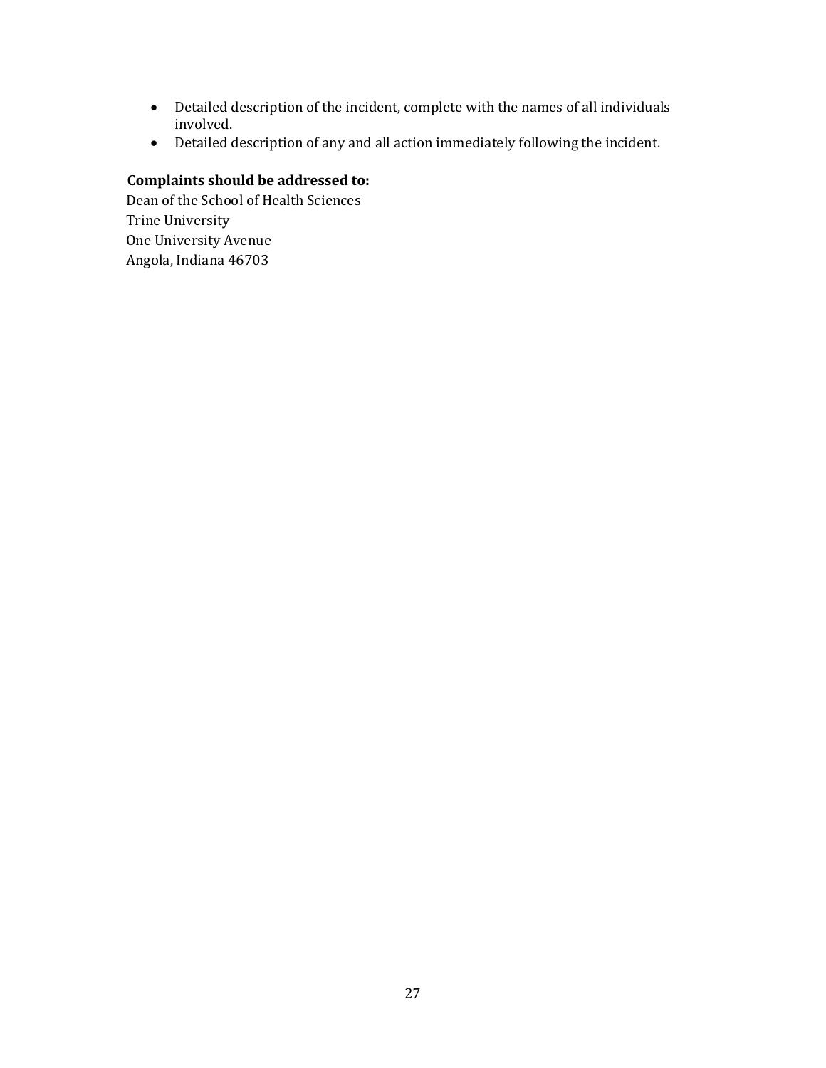- Detailed description of the incident, complete with the names of all individuals involved.
- Detailed description of any and all action immediately following the incident.

**Complaints should be addressed to:**

Dean of the School of Health Sciences
Trine University
One University Avenue
Angola, Indiana 46703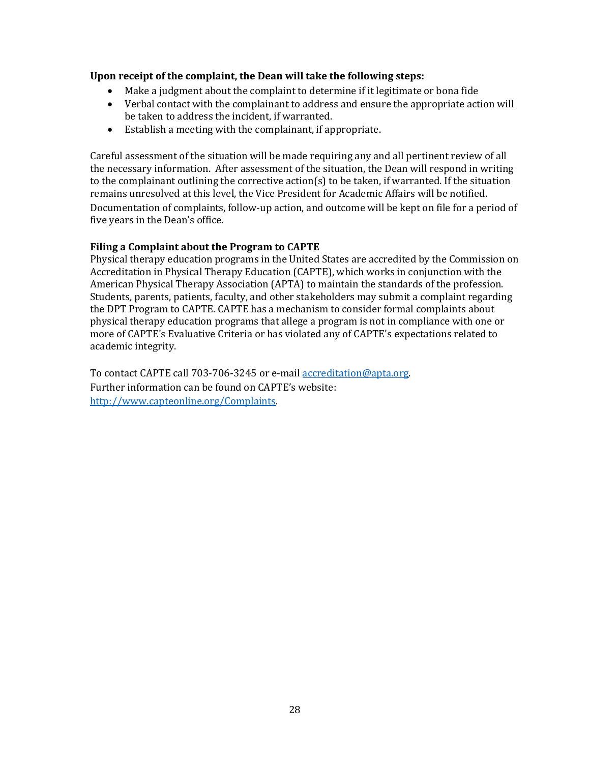**Upon receipt of the complaint, the Dean will take the following steps:**

- Make a judgment about the complaint to determine if it legitimate or bona fide
- Verbal contact with the complainant to address and ensure the appropriate action will be taken to address the incident, if warranted.
- Establish a meeting with the complainant, if appropriate.

Careful assessment of the situation will be made requiring any and all pertinent review of all the necessary information. After assessment of the situation, the Dean will respond in writing to the complainant outlining the corrective action(s) to be taken, if warranted. If the situation remains unresolved at this level, the Vice President for Academic Affairs will be notified. Documentation of complaints, follow-up action, and outcome will be kept on file for a period of five years in the Dean's office.

**Filing a Complaint about the Program to CAPTE**

Physical therapy education programs in the United States are accredited by the Commission on Accreditation in Physical Therapy Education (CAPTE), which works in conjunction with the American Physical Therapy Association (APTA) to maintain the standards of the profession. Students, parents, patients, faculty, and other stakeholders may submit a complaint regarding the DPT Program to CAPTE. CAPTE has a mechanism to consider formal complaints about physical therapy education programs that allege a program is not in compliance with one or more of CAPTE's Evaluative Criteria or has violated any of CAPTE's expectations related to academic integrity.

To contact CAPTE call 703-706-3245 or e-mail [accreditation@apta.org](mailto:accreditation@apta.org).
Further information can be found on CAPTE's website:
[http://www.capteonline.org/Complaints](http://www.capteonline.org/Complaints).